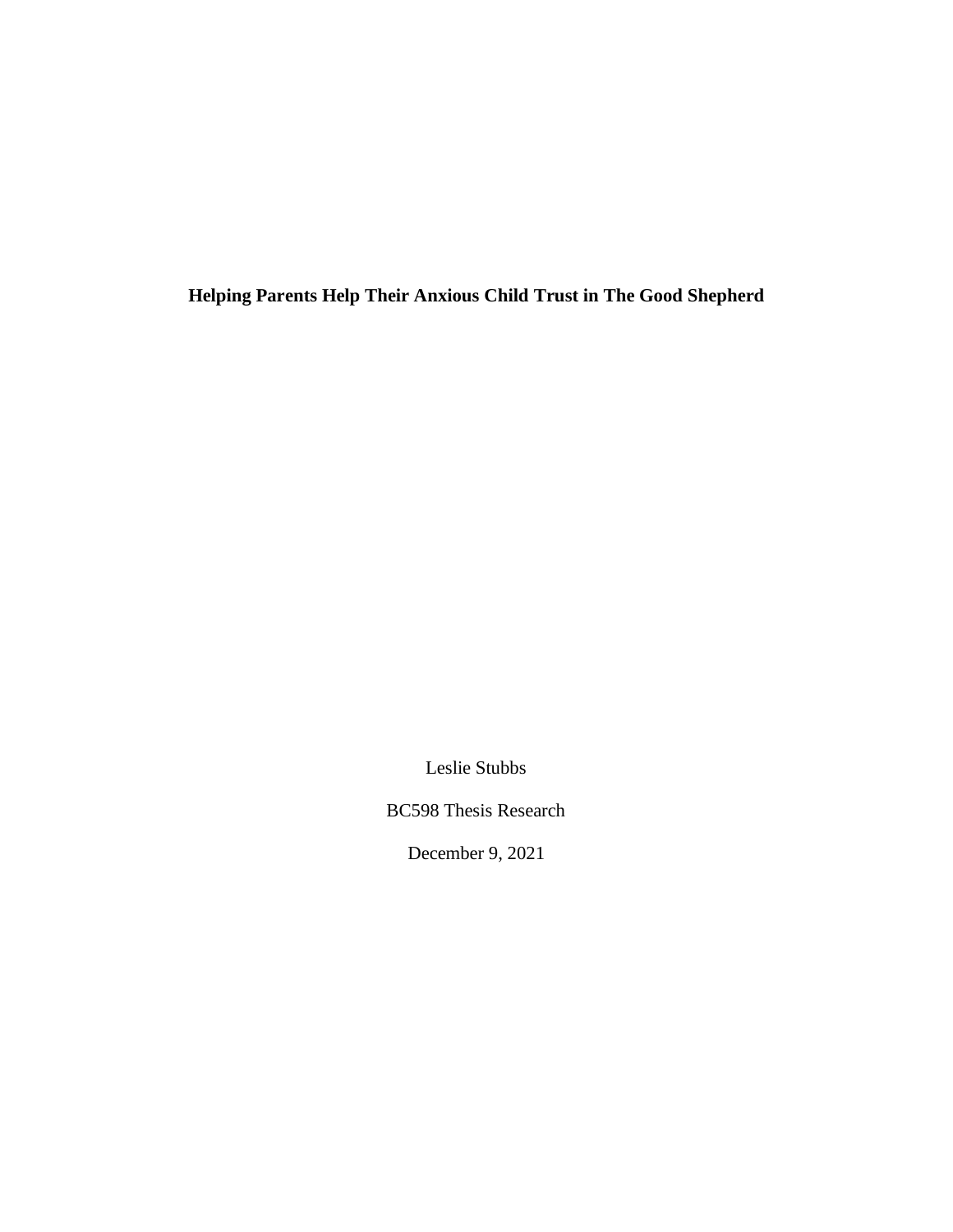# Helping Parents Help Their Anxious Child Trust in The Good Shepherd

Leslie Stubbs

BC598 Thesis Research

December 9, 2021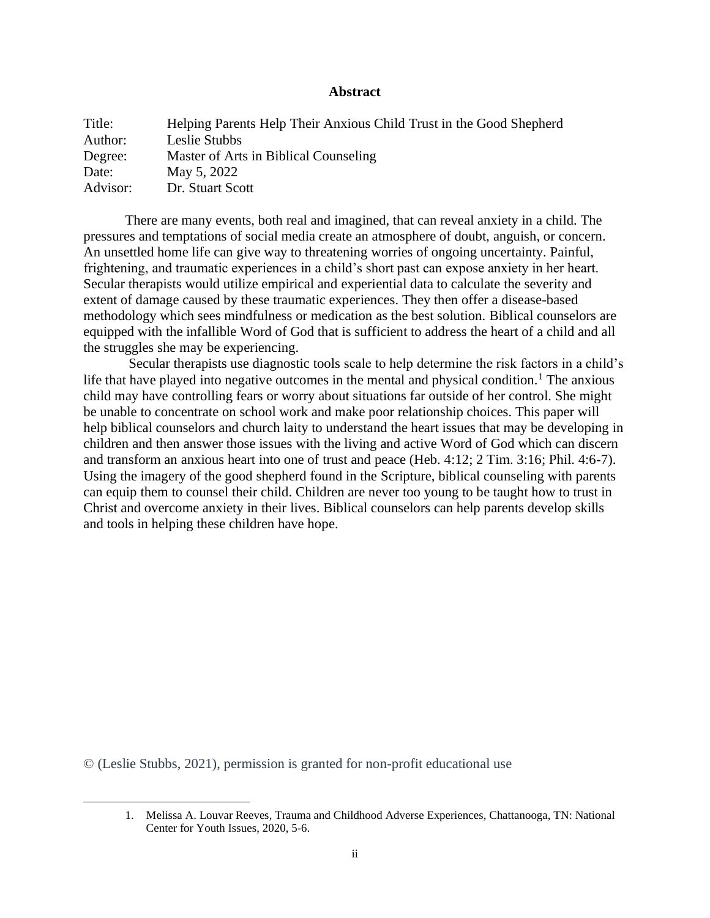# Abstract

| | |
|---|---|
| Title: | Helping Parents Help Their Anxious Child Trust in the Good Shepherd |
| Author: | Leslie Stubbs |
| Degree: | Master of Arts in Biblical Counseling |
| Date: | May 5, 2022 |
| Advisor: | Dr. Stuart Scott |

There are many events, both real and imagined, that can reveal anxiety in a child. The pressures and temptations of social media create an atmosphere of doubt, anguish, or concern. An unsettled home life can give way to threatening worries of ongoing uncertainty. Painful, frightening, and traumatic experiences in a child's short past can expose anxiety in her heart. Secular therapists would utilize empirical and experiential data to calculate the severity and extent of damage caused by these traumatic experiences. They then offer a disease-based methodology which sees mindfulness or medication as the best solution. Biblical counselors are equipped with the infallible Word of God that is sufficient to address the heart of a child and all the struggles she may be experiencing.

Secular therapists use diagnostic tools scale to help determine the risk factors in a child's life that have played into negative outcomes in the mental and physical condition.[1] The anxious child may have controlling fears or worry about situations far outside of her control. She might be unable to concentrate on school work and make poor relationship choices. This paper will help biblical counselors and church laity to understand the heart issues that may be developing in children and then answer those issues with the living and active Word of God which can discern and transform an anxious heart into one of trust and peace (Heb. 4:12; 2 Tim. 3:16; Phil. 4:6-7). Using the imagery of the good shepherd found in the Scripture, biblical counseling with parents can equip them to counsel their child. Children are never too young to be taught how to trust in Christ and overcome anxiety in their lives. Biblical counselors can help parents develop skills and tools in helping these children have hope.

© (Leslie Stubbs, 2021), permission is granted for non-profit educational use

1. Melissa A. Louvar Reeves, Trauma and Childhood Adverse Experiences, Chattanooga, TN: National Center for Youth Issues, 2020, 5-6.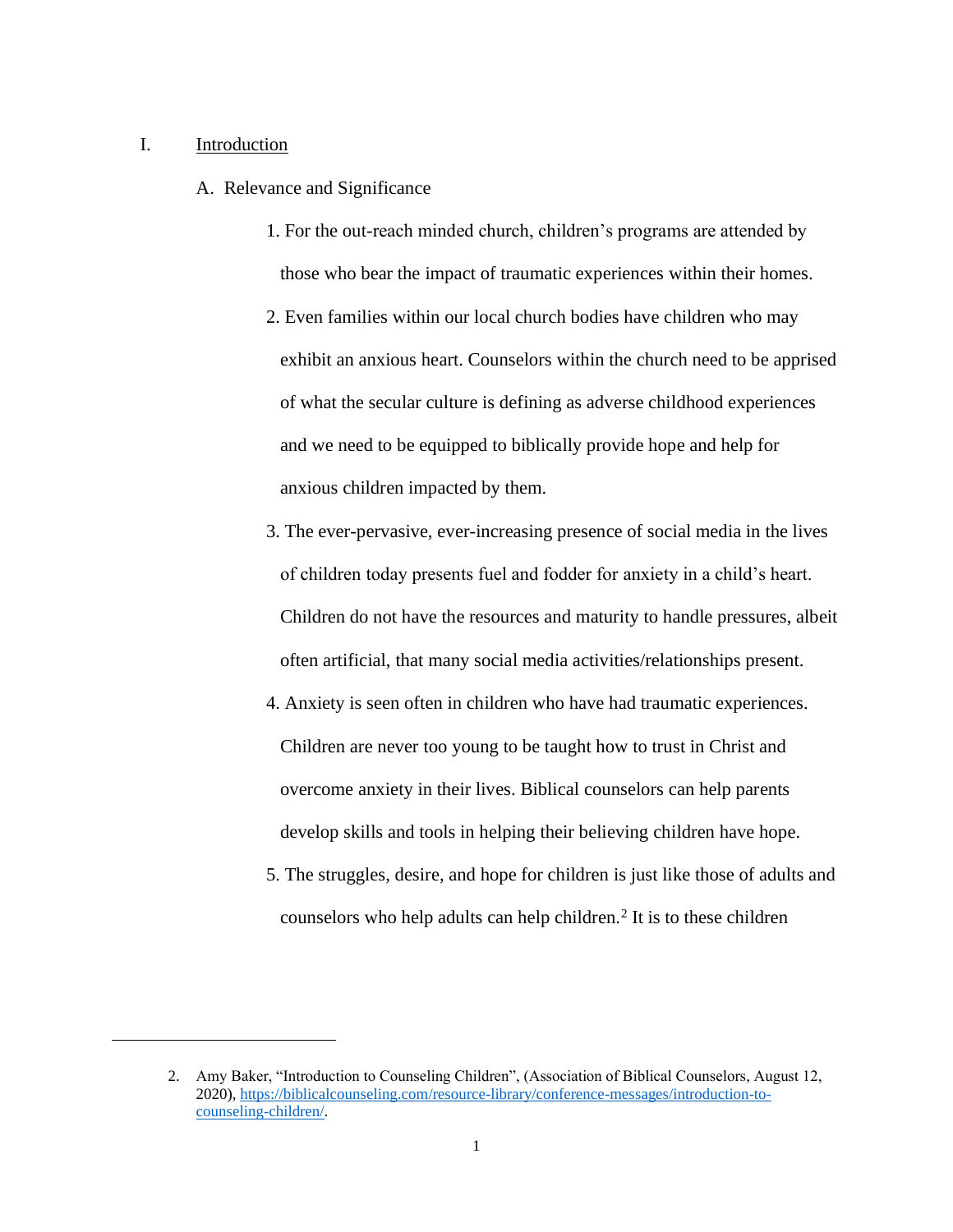# I. Introduction

## A. Relevance and Significance

1. For the out-reach minded church, children's programs are attended by those who bear the impact of traumatic experiences within their homes.
2. Even families within our local church bodies have children who may exhibit an anxious heart. Counselors within the church need to be apprised of what the secular culture is defining as adverse childhood experiences and we need to be equipped to biblically provide hope and help for anxious children impacted by them.
3. The ever-pervasive, ever-increasing presence of social media in the lives of children today presents fuel and fodder for anxiety in a child's heart. Children do not have the resources and maturity to handle pressures, albeit often artificial, that many social media activities/relationships present.
4. Anxiety is seen often in children who have had traumatic experiences. Children are never too young to be taught how to trust in Christ and overcome anxiety in their lives. Biblical counselors can help parents develop skills and tools in helping their believing children have hope.
5. The struggles, desire, and hope for children is just like those of adults and counselors who help adults can help children.[2] It is to these children

---

2. Amy Baker, "Introduction to Counseling Children", (Association of Biblical Counselors, August 12, 2020), https://biblicalcounseling.com/resource-library/conference-messages/introduction-to-counseling-children/.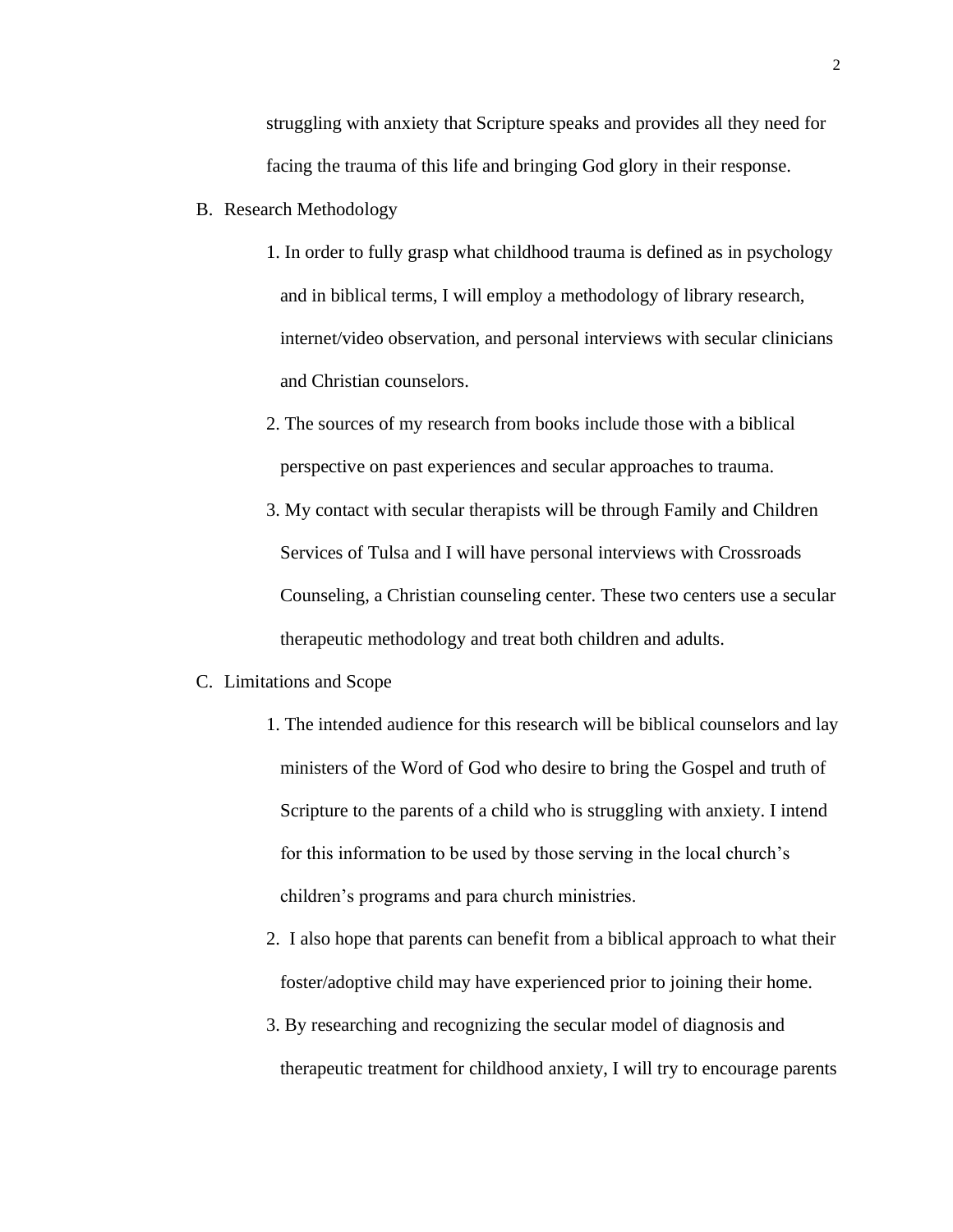struggling with anxiety that Scripture speaks and provides all they need for facing the trauma of this life and bringing God glory in their response.

B. Research Methodology

1. In order to fully grasp what childhood trauma is defined as in psychology and in biblical terms, I will employ a methodology of library research, internet/video observation, and personal interviews with secular clinicians and Christian counselors.
2. The sources of my research from books include those with a biblical perspective on past experiences and secular approaches to trauma.
3. My contact with secular therapists will be through Family and Children Services of Tulsa and I will have personal interviews with Crossroads Counseling, a Christian counseling center. These two centers use a secular therapeutic methodology and treat both children and adults.

C. Limitations and Scope

1. The intended audience for this research will be biblical counselors and lay ministers of the Word of God who desire to bring the Gospel and truth of Scripture to the parents of a child who is struggling with anxiety. I intend for this information to be used by those serving in the local church's children's programs and para church ministries.
2. I also hope that parents can benefit from a biblical approach to what their foster/adoptive child may have experienced prior to joining their home.
3. By researching and recognizing the secular model of diagnosis and therapeutic treatment for childhood anxiety, I will try to encourage parents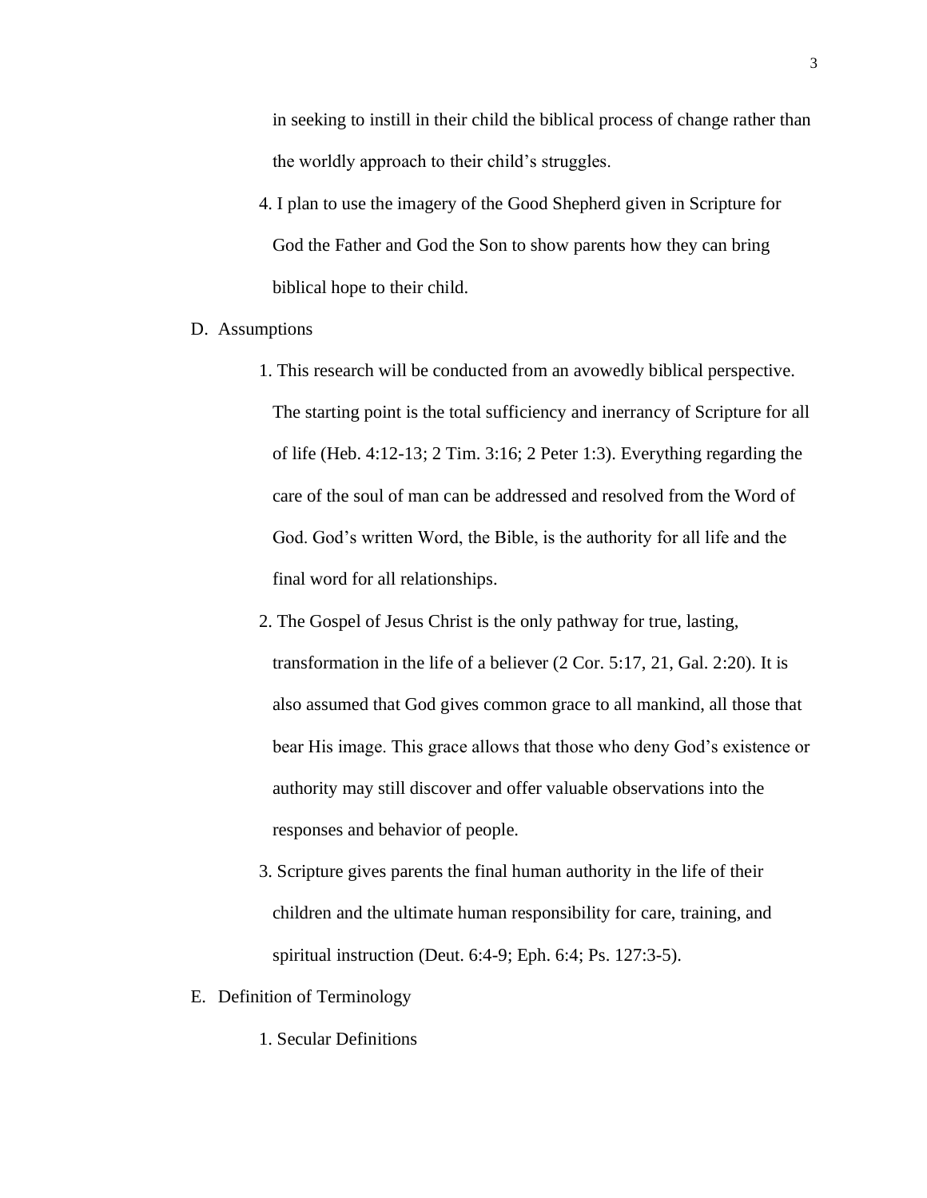in seeking to instill in their child the biblical process of change rather than the worldly approach to their child's struggles.

4. I plan to use the imagery of the Good Shepherd given in Scripture for God the Father and God the Son to show parents how they can bring biblical hope to their child.

D. Assumptions

1. This research will be conducted from an avowedly biblical perspective. The starting point is the total sufficiency and inerrancy of Scripture for all of life (Heb. 4:12-13; 2 Tim. 3:16; 2 Peter 1:3). Everything regarding the care of the soul of man can be addressed and resolved from the Word of God. God's written Word, the Bible, is the authority for all life and the final word for all relationships.

2. The Gospel of Jesus Christ is the only pathway for true, lasting, transformation in the life of a believer (2 Cor. 5:17, 21, Gal. 2:20). It is also assumed that God gives common grace to all mankind, all those that bear His image. This grace allows that those who deny God's existence or authority may still discover and offer valuable observations into the responses and behavior of people.

3. Scripture gives parents the final human authority in the life of their children and the ultimate human responsibility for care, training, and spiritual instruction (Deut. 6:4-9; Eph. 6:4; Ps. 127:3-5).

E. Definition of Terminology

1. Secular Definitions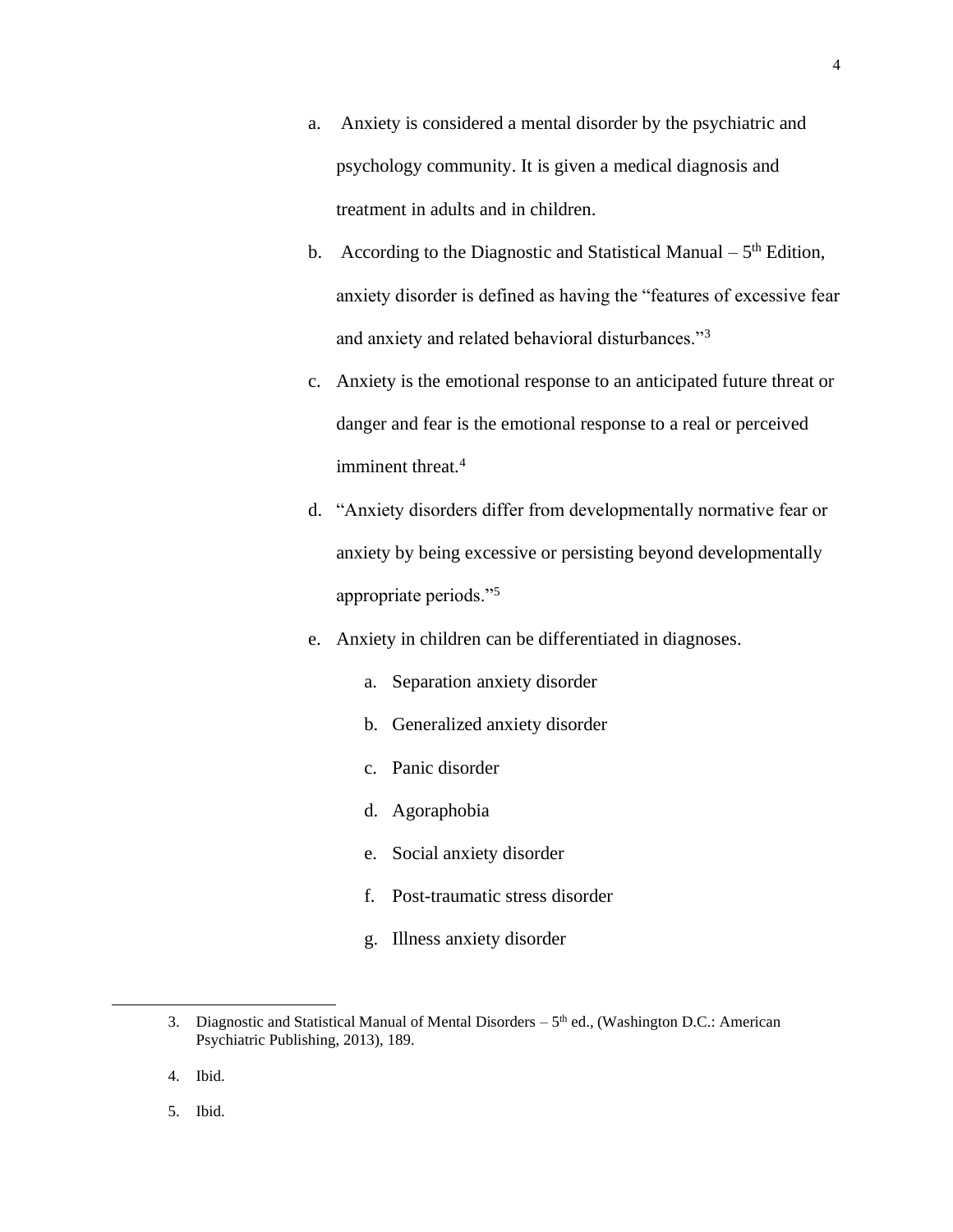a. Anxiety is considered a mental disorder by the psychiatric and psychology community. It is given a medical diagnosis and treatment in adults and in children.

b. According to the Diagnostic and Statistical Manual – 5th Edition, anxiety disorder is defined as having the "features of excessive fear and anxiety and related behavioral disturbances."[3]

c. Anxiety is the emotional response to an anticipated future threat or danger and fear is the emotional response to a real or perceived imminent threat.[4]

d. "Anxiety disorders differ from developmentally normative fear or anxiety by being excessive or persisting beyond developmentally appropriate periods."[5]

e. Anxiety in children can be differentiated in diagnoses.

    a. Separation anxiety disorder

    b. Generalized anxiety disorder

    c. Panic disorder

    d. Agoraphobia

    e. Social anxiety disorder

    f. Post-traumatic stress disorder

    g. Illness anxiety disorder

---

3. Diagnostic and Statistical Manual of Mental Disorders – 5th ed., (Washington D.C.: American Psychiatric Publishing, 2013), 189.

4. Ibid.

5. Ibid.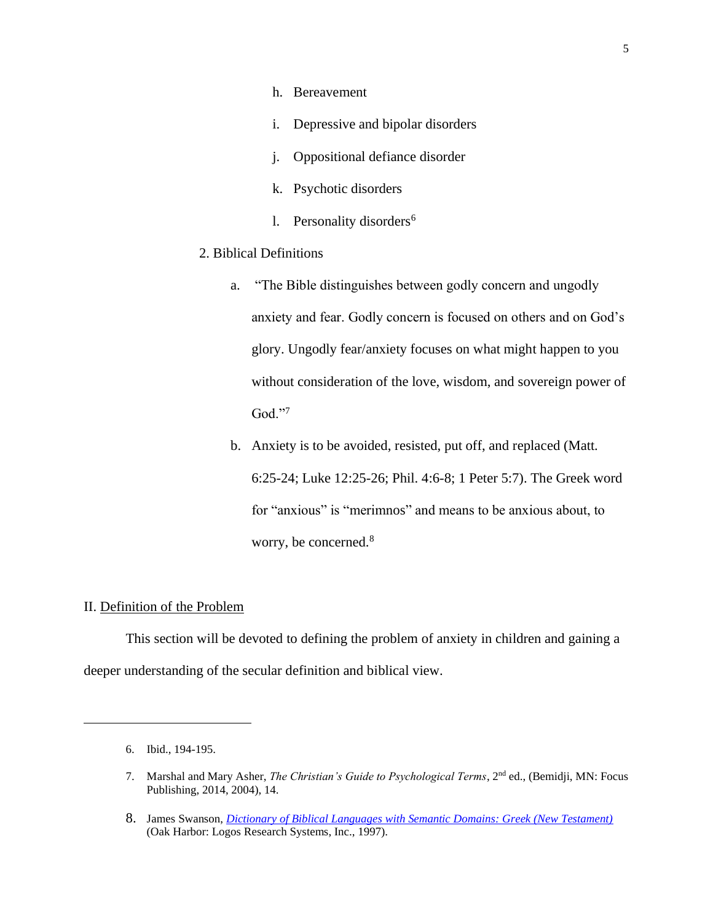h. Bereavement

i. Depressive and bipolar disorders

j. Oppositional defiance disorder

k. Psychotic disorders

l. Personality disorders[6]

2. Biblical Definitions

a. "The Bible distinguishes between godly concern and ungodly anxiety and fear. Godly concern is focused on others and on God's glory. Ungodly fear/anxiety focuses on what might happen to you without consideration of the love, wisdom, and sovereign power of God."[7]

b. Anxiety is to be avoided, resisted, put off, and replaced (Matt. 6:25-24; Luke 12:25-26; Phil. 4:6-8; 1 Peter 5:7). The Greek word for "anxious" is "merimnos" and means to be anxious about, to worry, be concerned.[8]

## II. Definition of the Problem

This section will be devoted to defining the problem of anxiety in children and gaining a deeper understanding of the secular definition and biblical view.

---

6. Ibid., 194-195.

7. Marshal and Mary Asher, *The Christian's Guide to Psychological Terms*, 2nd ed., (Bemidji, MN: Focus Publishing, 2014, 2004), 14.

8. James Swanson, *Dictionary of Biblical Languages with Semantic Domains: Greek (New Testament)* (Oak Harbor: Logos Research Systems, Inc., 1997).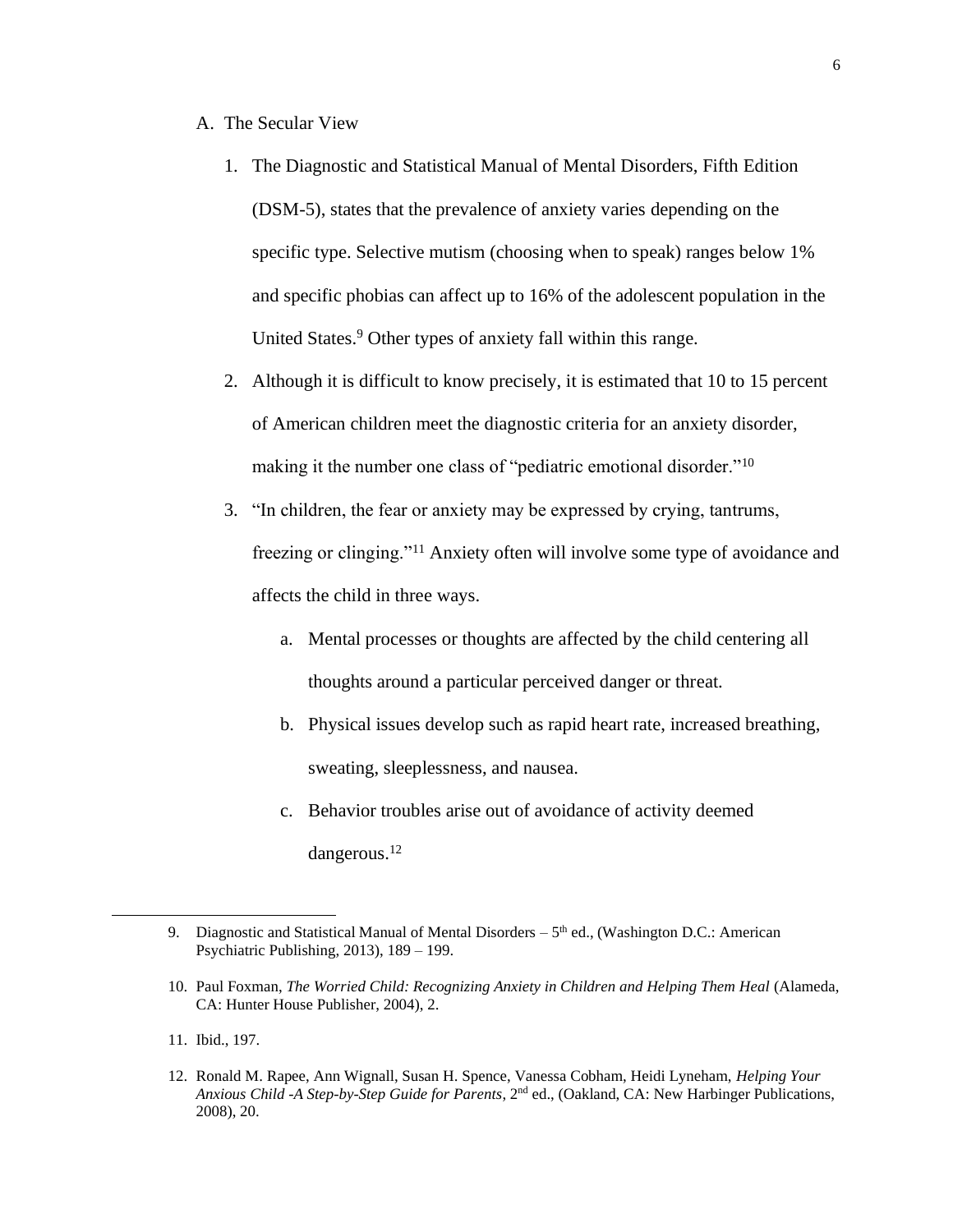A. The Secular View

1. The Diagnostic and Statistical Manual of Mental Disorders, Fifth Edition (DSM-5), states that the prevalence of anxiety varies depending on the specific type. Selective mutism (choosing when to speak) ranges below 1% and specific phobias can affect up to 16% of the adolescent population in the United States.[9] Other types of anxiety fall within this range.

2. Although it is difficult to know precisely, it is estimated that 10 to 15 percent of American children meet the diagnostic criteria for an anxiety disorder, making it the number one class of "pediatric emotional disorder."[10]

3. "In children, the fear or anxiety may be expressed by crying, tantrums, freezing or clinging."[11] Anxiety often will involve some type of avoidance and affects the child in three ways.

    a. Mental processes or thoughts are affected by the child centering all thoughts around a particular perceived danger or threat.

    b. Physical issues develop such as rapid heart rate, increased breathing, sweating, sleeplessness, and nausea.

    c. Behavior troubles arise out of avoidance of activity deemed dangerous.[12]

---

9. Diagnostic and Statistical Manual of Mental Disorders – 5th ed., (Washington D.C.: American Psychiatric Publishing, 2013), 189 – 199.

10. Paul Foxman, *The Worried Child: Recognizing Anxiety in Children and Helping Them Heal* (Alameda, CA: Hunter House Publisher, 2004), 2.

11. Ibid., 197.

12. Ronald M. Rapee, Ann Wignall, Susan H. Spence, Vanessa Cobham, Heidi Lyneham, *Helping Your Anxious Child -A Step-by-Step Guide for Parents*, 2nd ed., (Oakland, CA: New Harbinger Publications, 2008), 20.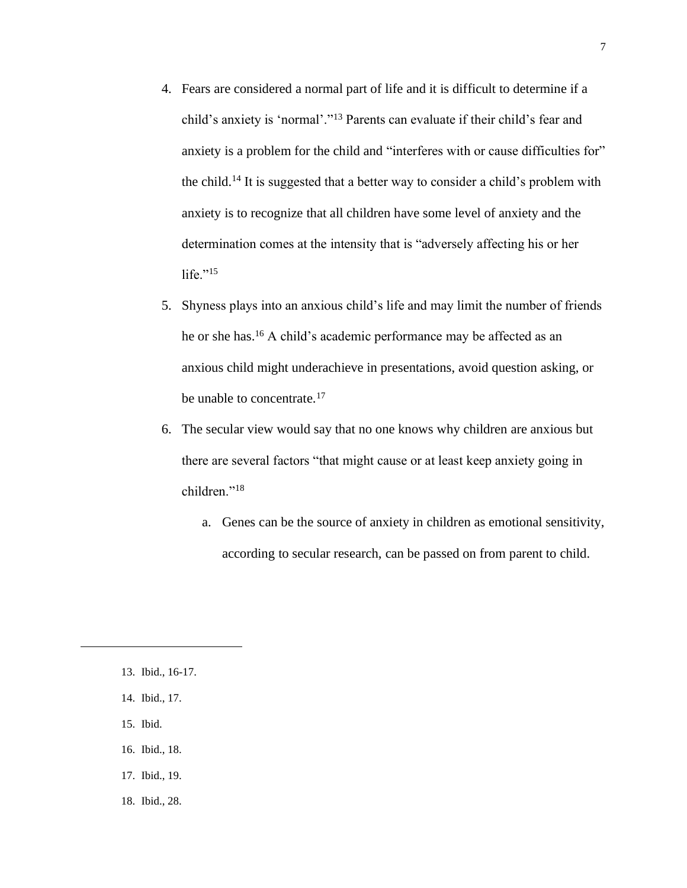4. Fears are considered a normal part of life and it is difficult to determine if a child's anxiety is 'normal'."[13] Parents can evaluate if their child's fear and anxiety is a problem for the child and "interferes with or cause difficulties for" the child.[14] It is suggested that a better way to consider a child's problem with anxiety is to recognize that all children have some level of anxiety and the determination comes at the intensity that is "adversely affecting his or her life."[15]
5. Shyness plays into an anxious child's life and may limit the number of friends he or she has.[16] A child's academic performance may be affected as an anxious child might underachieve in presentations, avoid question asking, or be unable to concentrate.[17]
6. The secular view would say that no one knows why children are anxious but there are several factors "that might cause or at least keep anxiety going in children."[18]
   a. Genes can be the source of anxiety in children as emotional sensitivity, according to secular research, can be passed on from parent to child.

---

13. Ibid., 16-17.
14. Ibid., 17.
15. Ibid.
16. Ibid., 18.
17. Ibid., 19.
18. Ibid., 28.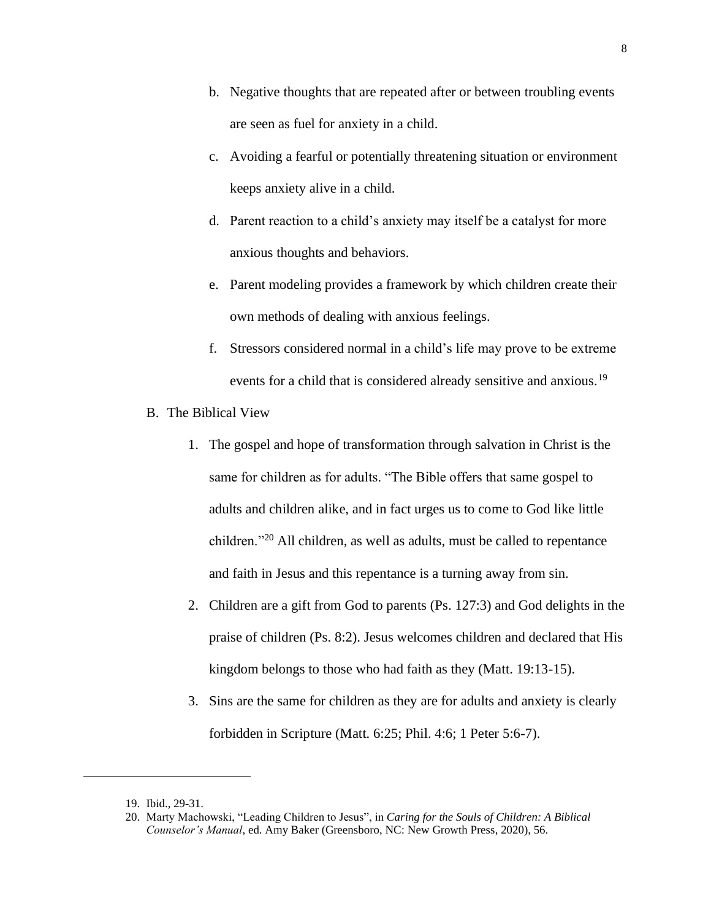b. Negative thoughts that are repeated after or between troubling events are seen as fuel for anxiety in a child.

c. Avoiding a fearful or potentially threatening situation or environment keeps anxiety alive in a child.

d. Parent reaction to a child's anxiety may itself be a catalyst for more anxious thoughts and behaviors.

e. Parent modeling provides a framework by which children create their own methods of dealing with anxious feelings.

f. Stressors considered normal in a child's life may prove to be extreme events for a child that is considered already sensitive and anxious.[19]

B. The Biblical View

1. The gospel and hope of transformation through salvation in Christ is the same for children as for adults. "The Bible offers that same gospel to adults and children alike, and in fact urges us to come to God like little children."[20] All children, as well as adults, must be called to repentance and faith in Jesus and this repentance is a turning away from sin.

2. Children are a gift from God to parents (Ps. 127:3) and God delights in the praise of children (Ps. 8:2). Jesus welcomes children and declared that His kingdom belongs to those who had faith as they (Matt. 19:13-15).

3. Sins are the same for children as they are for adults and anxiety is clearly forbidden in Scripture (Matt. 6:25; Phil. 4:6; 1 Peter 5:6-7).

---

19. Ibid., 29-31.
20. Marty Machowski, "Leading Children to Jesus", in *Caring for the Souls of Children: A Biblical Counselor's Manual*, ed. Amy Baker (Greensboro, NC: New Growth Press, 2020), 56.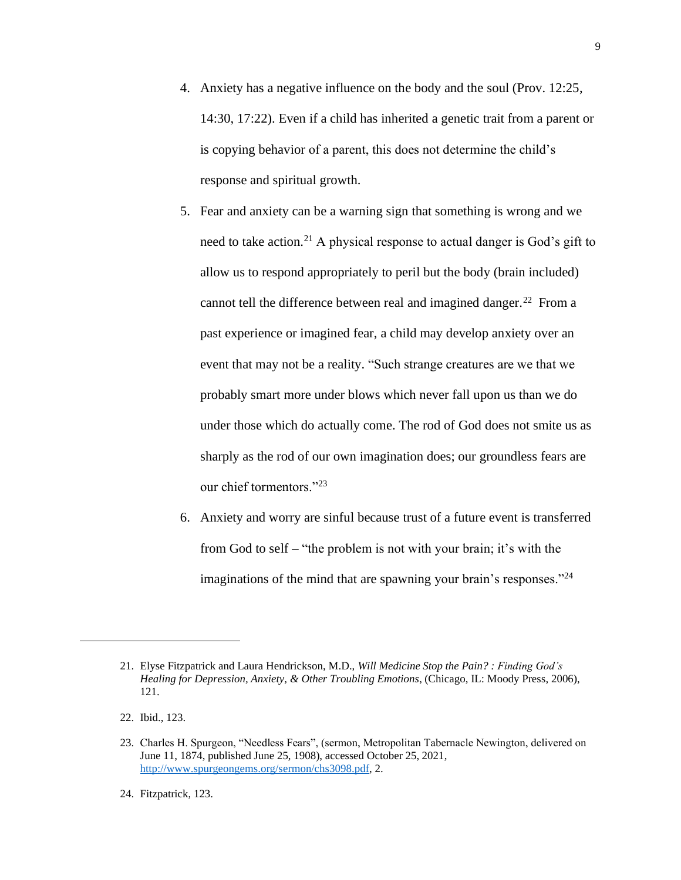4. Anxiety has a negative influence on the body and the soul (Prov. 12:25, 14:30, 17:22). Even if a child has inherited a genetic trait from a parent or is copying behavior of a parent, this does not determine the child's response and spiritual growth.
5. Fear and anxiety can be a warning sign that something is wrong and we need to take action.[21] A physical response to actual danger is God's gift to allow us to respond appropriately to peril but the body (brain included) cannot tell the difference between real and imagined danger.[22] From a past experience or imagined fear, a child may develop anxiety over an event that may not be a reality. "Such strange creatures are we that we probably smart more under blows which never fall upon us than we do under those which do actually come. The rod of God does not smite us as sharply as the rod of our own imagination does; our groundless fears are our chief tormentors."[23]
6. Anxiety and worry are sinful because trust of a future event is transferred from God to self – "the problem is not with your brain; it's with the imaginations of the mind that are spawning your brain's responses."[24]

---

21. Elyse Fitzpatrick and Laura Hendrickson, M.D., *Will Medicine Stop the Pain? : Finding God's Healing for Depression, Anxiety, & Other Troubling Emotions*, (Chicago, IL: Moody Press, 2006), 121.

22. Ibid., 123.

23. Charles H. Spurgeon, "Needless Fears", (sermon, Metropolitan Tabernacle Newington, delivered on June 11, 1874, published June 25, 1908), accessed October 25, 2021, http://www.spurgeongems.org/sermon/chs3098.pdf, 2.

24. Fitzpatrick, 123.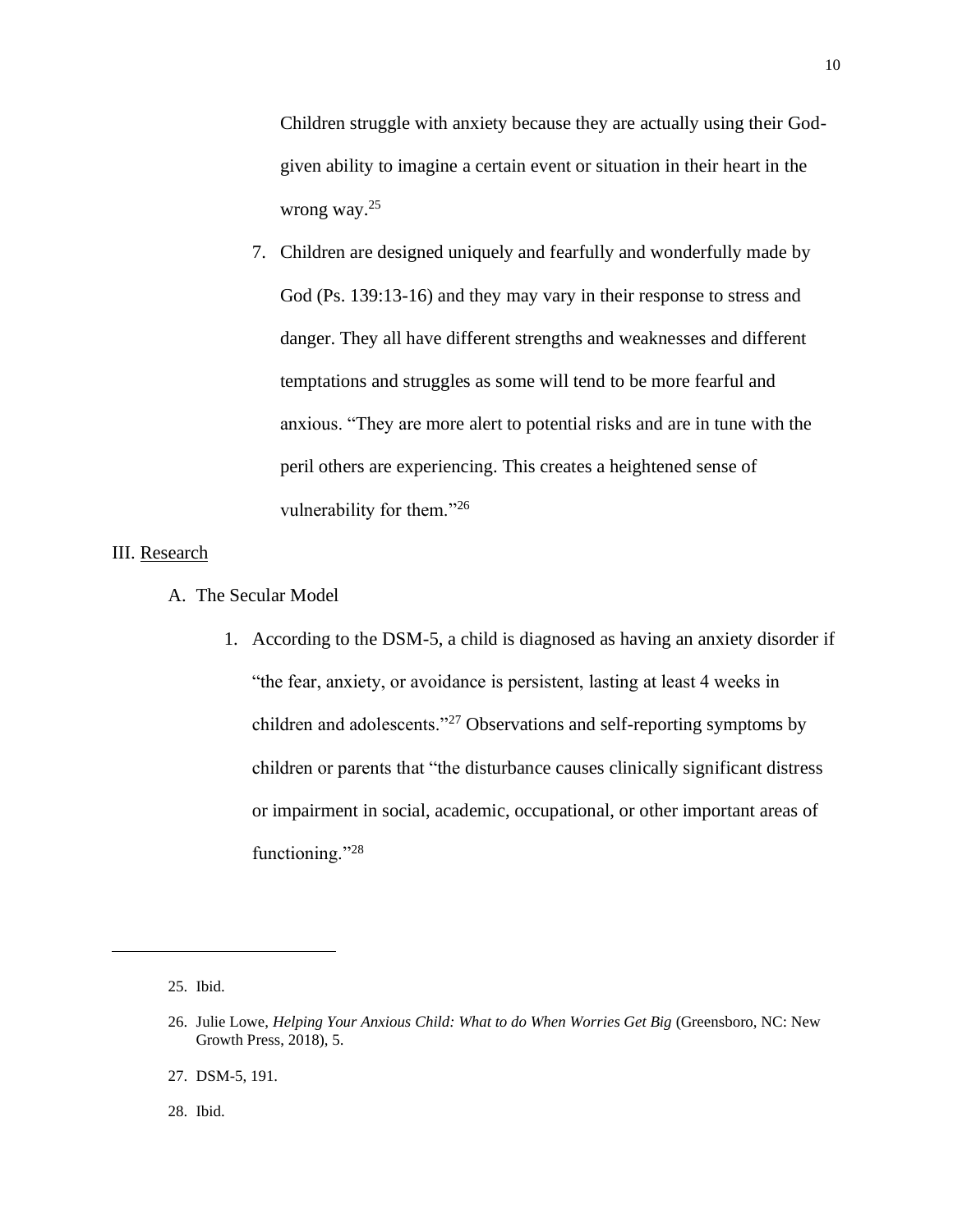Children struggle with anxiety because they are actually using their God-given ability to imagine a certain event or situation in their heart in the wrong way.[25]

7. Children are designed uniquely and fearfully and wonderfully made by God (Ps. 139:13-16) and they may vary in their response to stress and danger. They all have different strengths and weaknesses and different temptations and struggles as some will tend to be more fearful and anxious. "They are more alert to potential risks and are in tune with the peril others are experiencing. This creates a heightened sense of vulnerability for them."[26]

III. <u>Research</u>

A. The Secular Model

1. According to the DSM-5, a child is diagnosed as having an anxiety disorder if "the fear, anxiety, or avoidance is persistent, lasting at least 4 weeks in children and adolescents."[27] Observations and self-reporting symptoms by children or parents that "the disturbance causes clinically significant distress or impairment in social, academic, occupational, or other important areas of functioning."[28]

---

25. Ibid.

26. Julie Lowe, *Helping Your Anxious Child: What to do When Worries Get Big* (Greensboro, NC: New Growth Press, 2018), 5.

27. DSM-5, 191.

28. Ibid.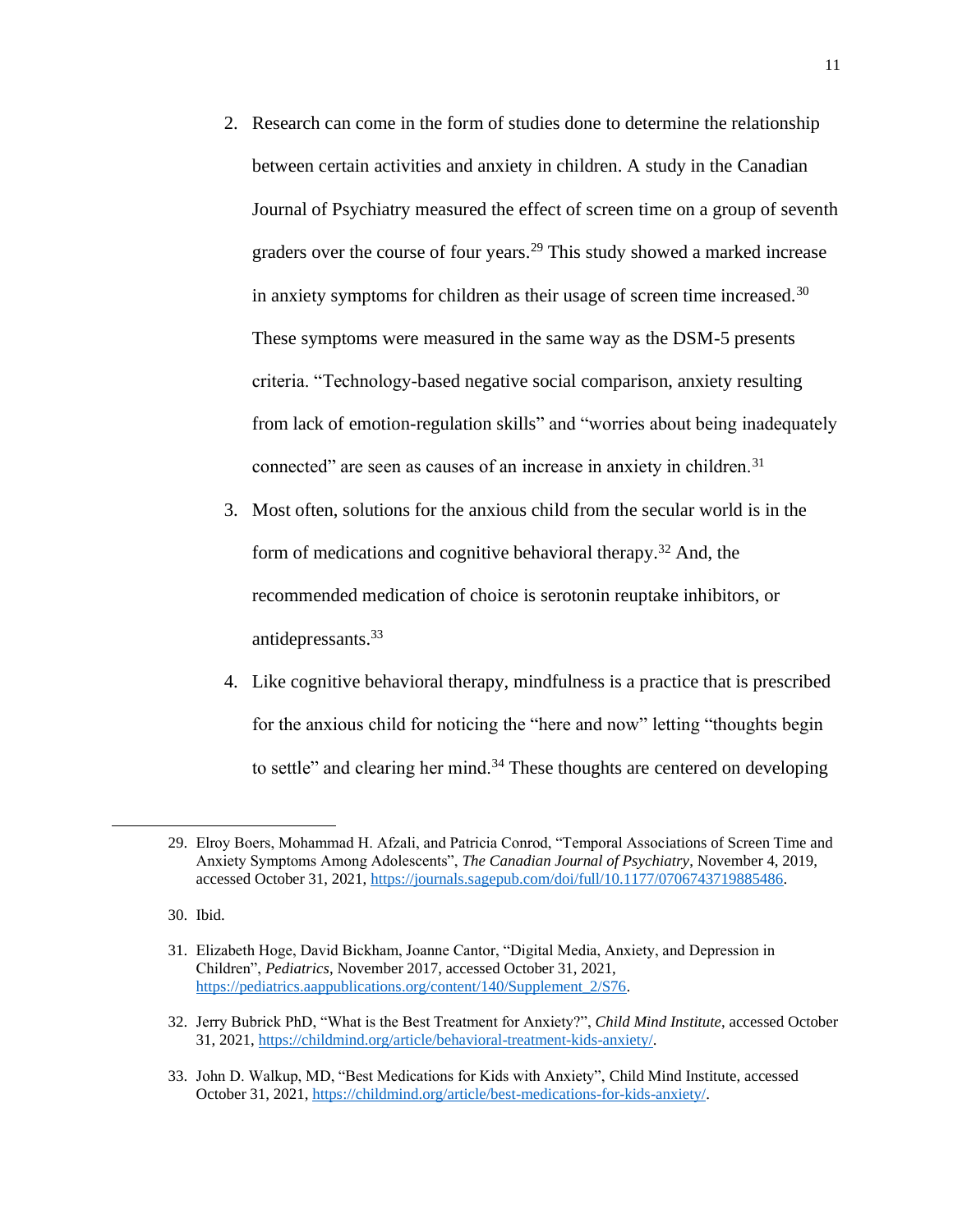2. Research can come in the form of studies done to determine the relationship between certain activities and anxiety in children. A study in the Canadian Journal of Psychiatry measured the effect of screen time on a group of seventh graders over the course of four years.[29] This study showed a marked increase in anxiety symptoms for children as their usage of screen time increased.[30] These symptoms were measured in the same way as the DSM-5 presents criteria. "Technology-based negative social comparison, anxiety resulting from lack of emotion-regulation skills" and "worries about being inadequately connected" are seen as causes of an increase in anxiety in children.[31]

3. Most often, solutions for the anxious child from the secular world is in the form of medications and cognitive behavioral therapy.[32] And, the recommended medication of choice is serotonin reuptake inhibitors, or antidepressants.[33]

4. Like cognitive behavioral therapy, mindfulness is a practice that is prescribed for the anxious child for noticing the "here and now" letting "thoughts begin to settle" and clearing her mind.[34] These thoughts are centered on developing

---

29. Elroy Boers, Mohammad H. Afzali, and Patricia Conrod, "Temporal Associations of Screen Time and Anxiety Symptoms Among Adolescents", *The Canadian Journal of Psychiatry*, November 4, 2019, accessed October 31, 2021, https://journals.sagepub.com/doi/full/10.1177/0706743719885486.

30. Ibid.

31. Elizabeth Hoge, David Bickham, Joanne Cantor, "Digital Media, Anxiety, and Depression in Children", *Pediatrics*, November 2017, accessed October 31, 2021, https://pediatrics.aappublications.org/content/140/Supplement_2/S76.

32. Jerry Bubrick PhD, "What is the Best Treatment for Anxiety?", *Child Mind Institute*, accessed October 31, 2021, https://childmind.org/article/behavioral-treatment-kids-anxiety/.

33. John D. Walkup, MD, "Best Medications for Kids with Anxiety", Child Mind Institute, accessed October 31, 2021, https://childmind.org/article/best-medications-for-kids-anxiety/.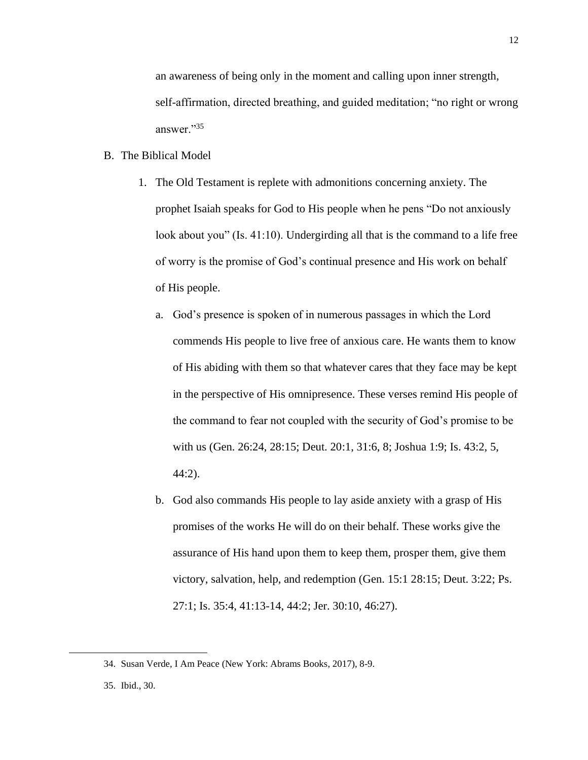an awareness of being only in the moment and calling upon inner strength, self-affirmation, directed breathing, and guided meditation; "no right or wrong answer."[35]

B. The Biblical Model

1. The Old Testament is replete with admonitions concerning anxiety. The prophet Isaiah speaks for God to His people when he pens "Do not anxiously look about you" (Is. 41:10). Undergirding all that is the command to a life free of worry is the promise of God's continual presence and His work on behalf of His people.

    a. God's presence is spoken of in numerous passages in which the Lord commends His people to live free of anxious care. He wants them to know of His abiding with them so that whatever cares that they face may be kept in the perspective of His omnipresence. These verses remind His people of the command to fear not coupled with the security of God's promise to be with us (Gen. 26:24, 28:15; Deut. 20:1, 31:6, 8; Joshua 1:9; Is. 43:2, 5, 44:2).

    b. God also commands His people to lay aside anxiety with a grasp of His promises of the works He will do on their behalf. These works give the assurance of His hand upon them to keep them, prosper them, give them victory, salvation, help, and redemption (Gen. 15:1 28:15; Deut. 3:22; Ps. 27:1; Is. 35:4, 41:13-14, 44:2; Jer. 30:10, 46:27).

---

34. Susan Verde, I Am Peace (New York: Abrams Books, 2017), 8-9.

35. Ibid., 30.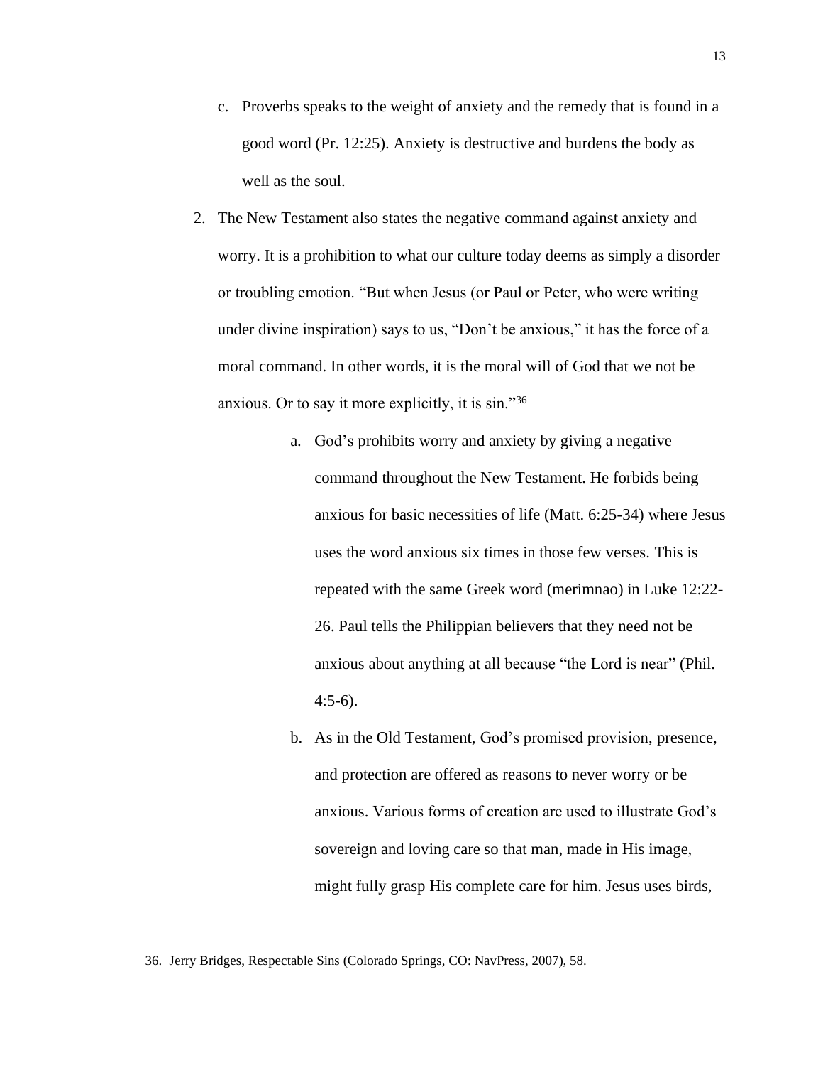c. Proverbs speaks to the weight of anxiety and the remedy that is found in a good word (Pr. 12:25). Anxiety is destructive and burdens the body as well as the soul.

2. The New Testament also states the negative command against anxiety and worry. It is a prohibition to what our culture today deems as simply a disorder or troubling emotion. "But when Jesus (or Paul or Peter, who were writing under divine inspiration) says to us, "Don't be anxious," it has the force of a moral command. In other words, it is the moral will of God that we not be anxious. Or to say it more explicitly, it is sin."[36]

    a. God's prohibits worry and anxiety by giving a negative command throughout the New Testament. He forbids being anxious for basic necessities of life (Matt. 6:25-34) where Jesus uses the word anxious six times in those few verses. This is repeated with the same Greek word (merimnao) in Luke 12:22-26. Paul tells the Philippian believers that they need not be anxious about anything at all because "the Lord is near" (Phil. 4:5-6).

    b. As in the Old Testament, God's promised provision, presence, and protection are offered as reasons to never worry or be anxious. Various forms of creation are used to illustrate God's sovereign and loving care so that man, made in His image, might fully grasp His complete care for him. Jesus uses birds,

36. Jerry Bridges, Respectable Sins (Colorado Springs, CO: NavPress, 2007), 58.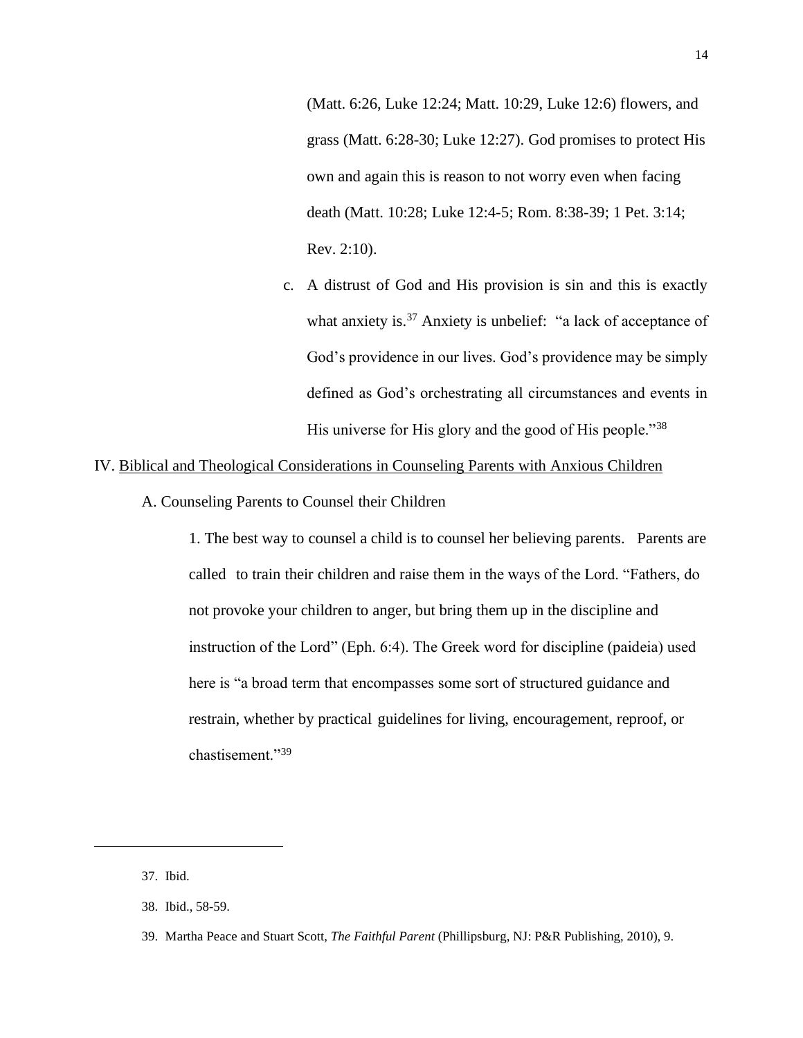(Matt. 6:26, Luke 12:24; Matt. 10:29, Luke 12:6) flowers, and grass (Matt. 6:28-30; Luke 12:27). God promises to protect His own and again this is reason to not worry even when facing death (Matt. 10:28; Luke 12:4-5; Rom. 8:38-39; 1 Pet. 3:14; Rev. 2:10).

c. A distrust of God and His provision is sin and this is exactly what anxiety is.[37] Anxiety is unbelief: "a lack of acceptance of God's providence in our lives. God's providence may be simply defined as God's orchestrating all circumstances and events in His universe for His glory and the good of His people."[38]

## IV. Biblical and Theological Considerations in Counseling Parents with Anxious Children

### A. Counseling Parents to Counsel their Children

1. The best way to counsel a child is to counsel her believing parents. Parents are called to train their children and raise them in the ways of the Lord. "Fathers, do not provoke your children to anger, but bring them up in the discipline and instruction of the Lord" (Eph. 6:4). The Greek word for discipline (paideia) used here is "a broad term that encompasses some sort of structured guidance and restrain, whether by practical guidelines for living, encouragement, reproof, or chastisement."[39]

---

37. Ibid.

38. Ibid., 58-59.

39. Martha Peace and Stuart Scott, *The Faithful Parent* (Phillipsburg, NJ: P&R Publishing, 2010), 9.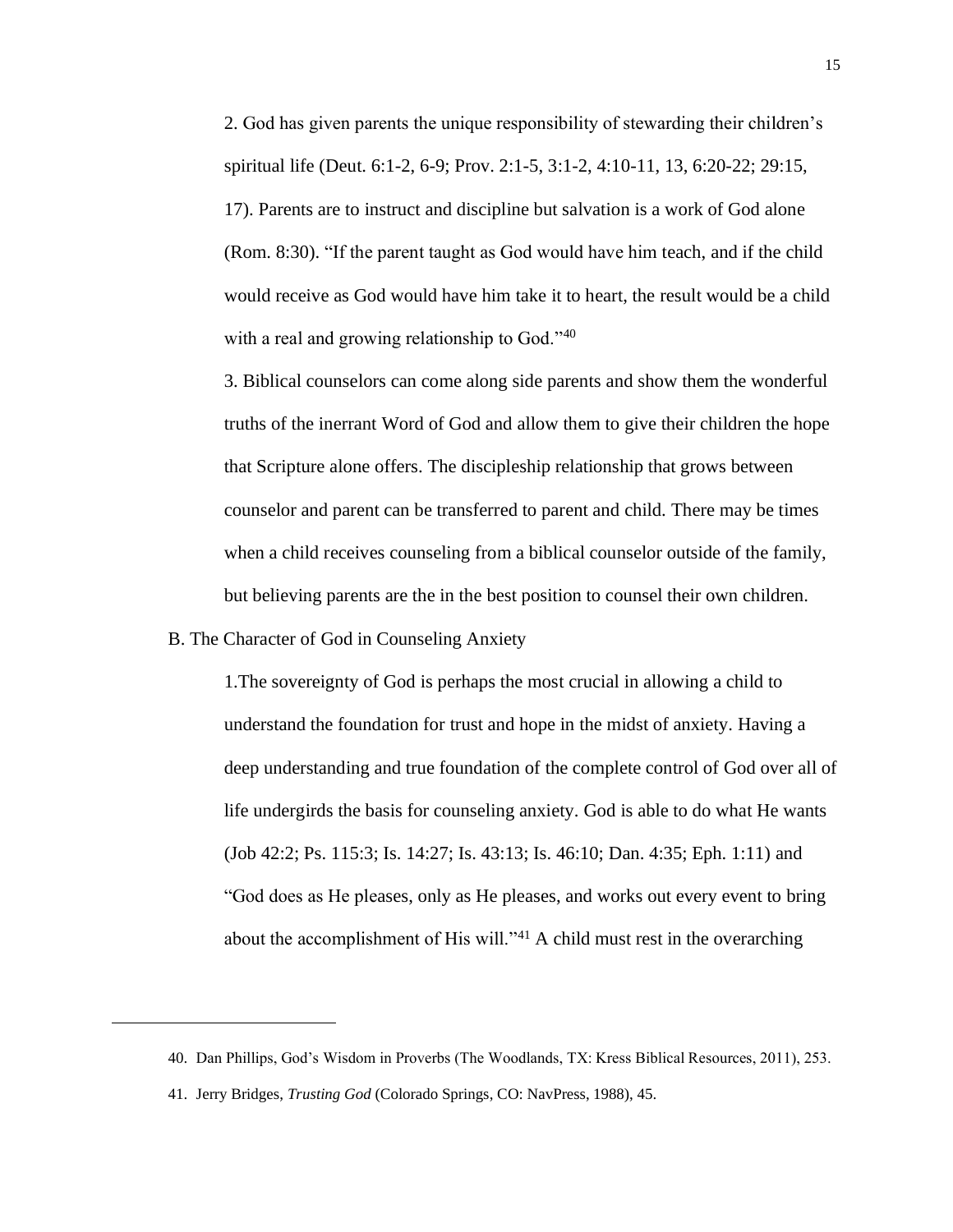2. God has given parents the unique responsibility of stewarding their children's spiritual life (Deut. 6:1-2, 6-9; Prov. 2:1-5, 3:1-2, 4:10-11, 13, 6:20-22; 29:15, 17). Parents are to instruct and discipline but salvation is a work of God alone (Rom. 8:30). "If the parent taught as God would have him teach, and if the child would receive as God would have him take it to heart, the result would be a child with a real and growing relationship to God."[40]

3. Biblical counselors can come along side parents and show them the wonderful truths of the inerrant Word of God and allow them to give their children the hope that Scripture alone offers. The discipleship relationship that grows between counselor and parent can be transferred to parent and child. There may be times when a child receives counseling from a biblical counselor outside of the family, but believing parents are the in the best position to counsel their own children.

B. The Character of God in Counseling Anxiety

1.The sovereignty of God is perhaps the most crucial in allowing a child to understand the foundation for trust and hope in the midst of anxiety. Having a deep understanding and true foundation of the complete control of God over all of life undergirds the basis for counseling anxiety. God is able to do what He wants (Job 42:2; Ps. 115:3; Is. 14:27; Is. 43:13; Is. 46:10; Dan. 4:35; Eph. 1:11) and "God does as He pleases, only as He pleases, and works out every event to bring about the accomplishment of His will."[41] A child must rest in the overarching

---

40. Dan Phillips, God's Wisdom in Proverbs (The Woodlands, TX: Kress Biblical Resources, 2011), 253.

41. Jerry Bridges, *Trusting God* (Colorado Springs, CO: NavPress, 1988), 45.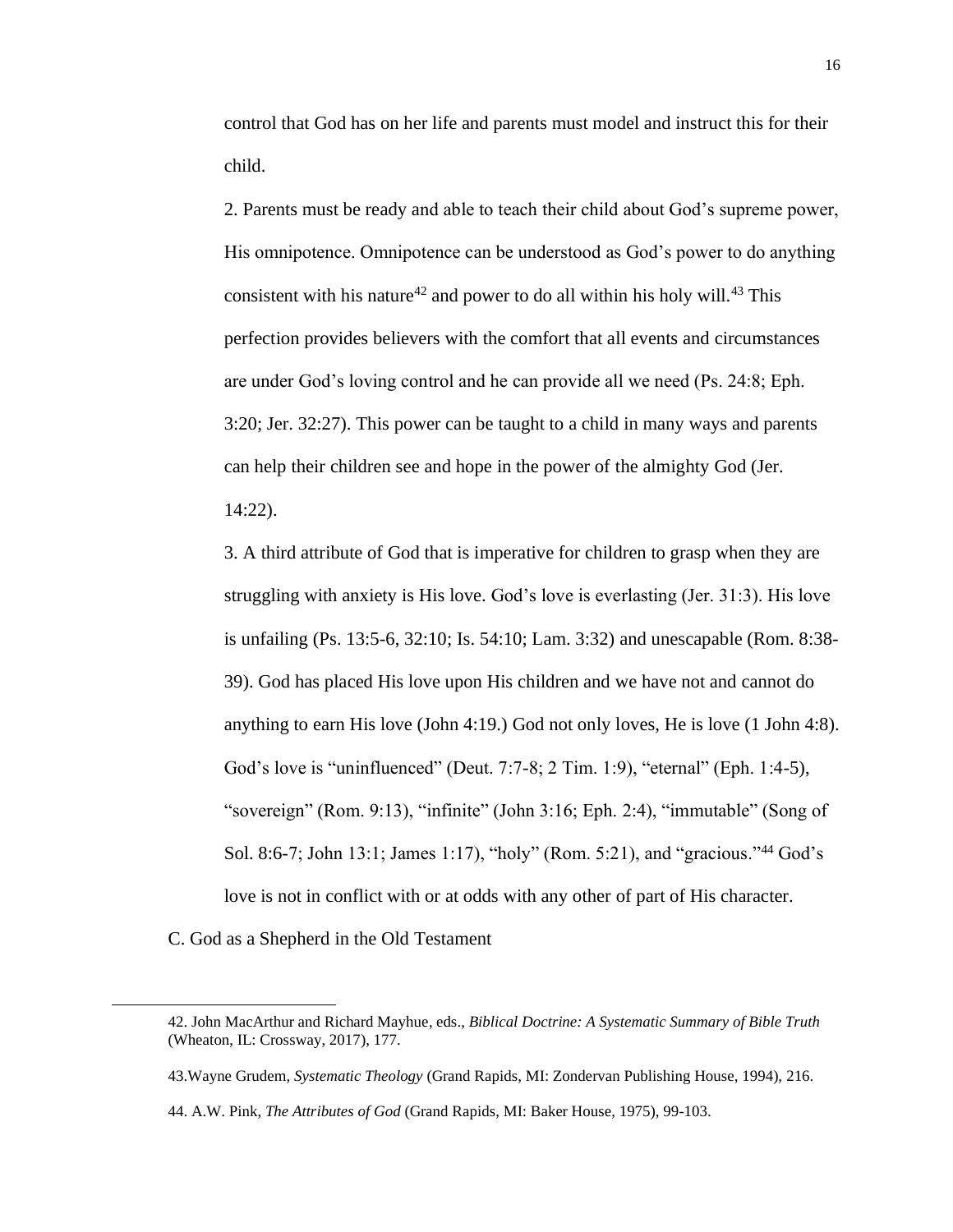control that God has on her life and parents must model and instruct this for their child.

2. Parents must be ready and able to teach their child about God's supreme power, His omnipotence. Omnipotence can be understood as God's power to do anything consistent with his nature[42] and power to do all within his holy will.[43] This perfection provides believers with the comfort that all events and circumstances are under God's loving control and he can provide all we need (Ps. 24:8; Eph. 3:20; Jer. 32:27). This power can be taught to a child in many ways and parents can help their children see and hope in the power of the almighty God (Jer. 14:22).

3. A third attribute of God that is imperative for children to grasp when they are struggling with anxiety is His love. God's love is everlasting (Jer. 31:3). His love is unfailing (Ps. 13:5-6, 32:10; Is. 54:10; Lam. 3:32) and unescapable (Rom. 8:38-39). God has placed His love upon His children and we have not and cannot do anything to earn His love (John 4:19.) God not only loves, He is love (1 John 4:8). God's love is "uninfluenced" (Deut. 7:7-8; 2 Tim. 1:9), "eternal" (Eph. 1:4-5), "sovereign" (Rom. 9:13), "infinite" (John 3:16; Eph. 2:4), "immutable" (Song of Sol. 8:6-7; John 13:1; James 1:17), "holy" (Rom. 5:21), and "gracious."[44] God's love is not in conflict with or at odds with any other of part of His character.

C. God as a Shepherd in the Old Testament

---

42. John MacArthur and Richard Mayhue, eds., *Biblical Doctrine: A Systematic Summary of Bible Truth* (Wheaton, IL: Crossway, 2017), 177.

43.Wayne Grudem, *Systematic Theology* (Grand Rapids, MI: Zondervan Publishing House, 1994), 216.

44. A.W. Pink, *The Attributes of God* (Grand Rapids, MI: Baker House, 1975), 99-103.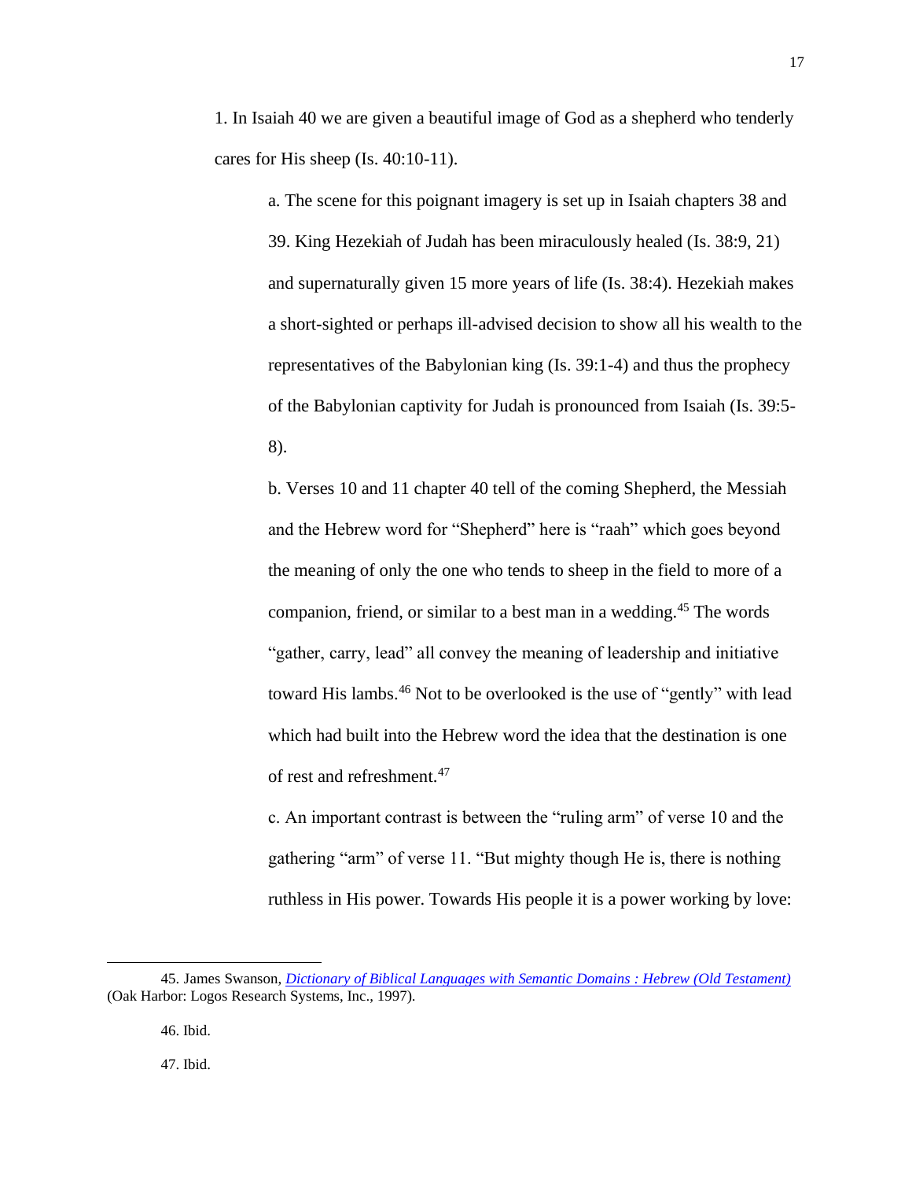1. In Isaiah 40 we are given a beautiful image of God as a shepherd who tenderly cares for His sheep (Is. 40:10-11).

   a. The scene for this poignant imagery is set up in Isaiah chapters 38 and 39. King Hezekiah of Judah has been miraculously healed (Is. 38:9, 21) and supernaturally given 15 more years of life (Is. 38:4). Hezekiah makes a short-sighted or perhaps ill-advised decision to show all his wealth to the representatives of the Babylonian king (Is. 39:1-4) and thus the prophecy of the Babylonian captivity for Judah is pronounced from Isaiah (Is. 39:5-8).

   b. Verses 10 and 11 chapter 40 tell of the coming Shepherd, the Messiah and the Hebrew word for "Shepherd" here is "raah" which goes beyond the meaning of only the one who tends to sheep in the field to more of a companion, friend, or similar to a best man in a wedding.[45] The words "gather, carry, lead" all convey the meaning of leadership and initiative toward His lambs.[46] Not to be overlooked is the use of "gently" with lead which had built into the Hebrew word the idea that the destination is one of rest and refreshment.[47]

   c. An important contrast is between the "ruling arm" of verse 10 and the gathering "arm" of verse 11. "But mighty though He is, there is nothing ruthless in His power. Towards His people it is a power working by love:

---

45. James Swanson, *Dictionary of Biblical Languages with Semantic Domains : Hebrew (Old Testament)* (Oak Harbor: Logos Research Systems, Inc., 1997).

46. Ibid.

47. Ibid.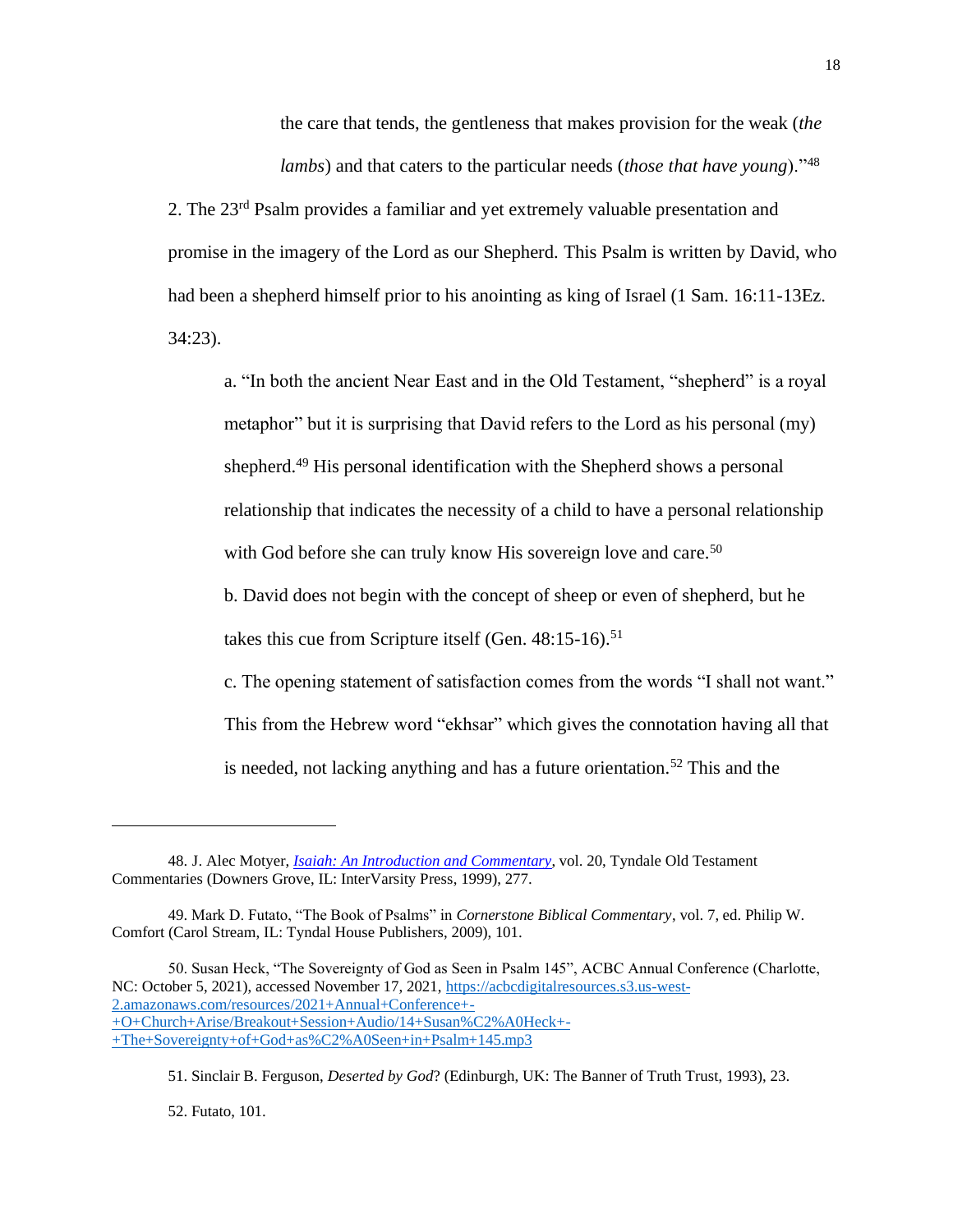the care that tends, the gentleness that makes provision for the weak (*the lambs*) and that caters to the particular needs (*those that have young*)."[48]

2. The 23rd Psalm provides a familiar and yet extremely valuable presentation and promise in the imagery of the Lord as our Shepherd. This Psalm is written by David, who had been a shepherd himself prior to his anointing as king of Israel (1 Sam. 16:11-13Ez. 34:23).

a. "In both the ancient Near East and in the Old Testament, "shepherd" is a royal metaphor" but it is surprising that David refers to the Lord as his personal (my) shepherd.[49] His personal identification with the Shepherd shows a personal relationship that indicates the necessity of a child to have a personal relationship with God before she can truly know His sovereign love and care.[50]

b. David does not begin with the concept of sheep or even of shepherd, but he takes this cue from Scripture itself (Gen. 48:15-16).[51]

c. The opening statement of satisfaction comes from the words "I shall not want." This from the Hebrew word "ekhsar" which gives the connotation having all that is needed, not lacking anything and has a future orientation.[52] This and the

---

48. J. Alec Motyer, *Isaiah: An Introduction and Commentary*, vol. 20, Tyndale Old Testament Commentaries (Downers Grove, IL: InterVarsity Press, 1999), 277.

49. Mark D. Futato, "The Book of Psalms" in *Cornerstone Biblical Commentary*, vol. 7, ed. Philip W. Comfort (Carol Stream, IL: Tyndal House Publishers, 2009), 101.

50. Susan Heck, "The Sovereignty of God as Seen in Psalm 145", ACBC Annual Conference (Charlotte, NC: October 5, 2021), accessed November 17, 2021, https://acbcdigitalresources.s3.us-west-2.amazonaws.com/resources/2021+Annual+Conference+-+O+Church+Arise/Breakout+Session+Audio/14+Susan%C2%A0Heck+-+The+Sovereignty+of+God+as%C2%A0Seen+in+Psalm+145.mp3

51. Sinclair B. Ferguson, *Deserted by God*? (Edinburgh, UK: The Banner of Truth Trust, 1993), 23.

52. Futato, 101.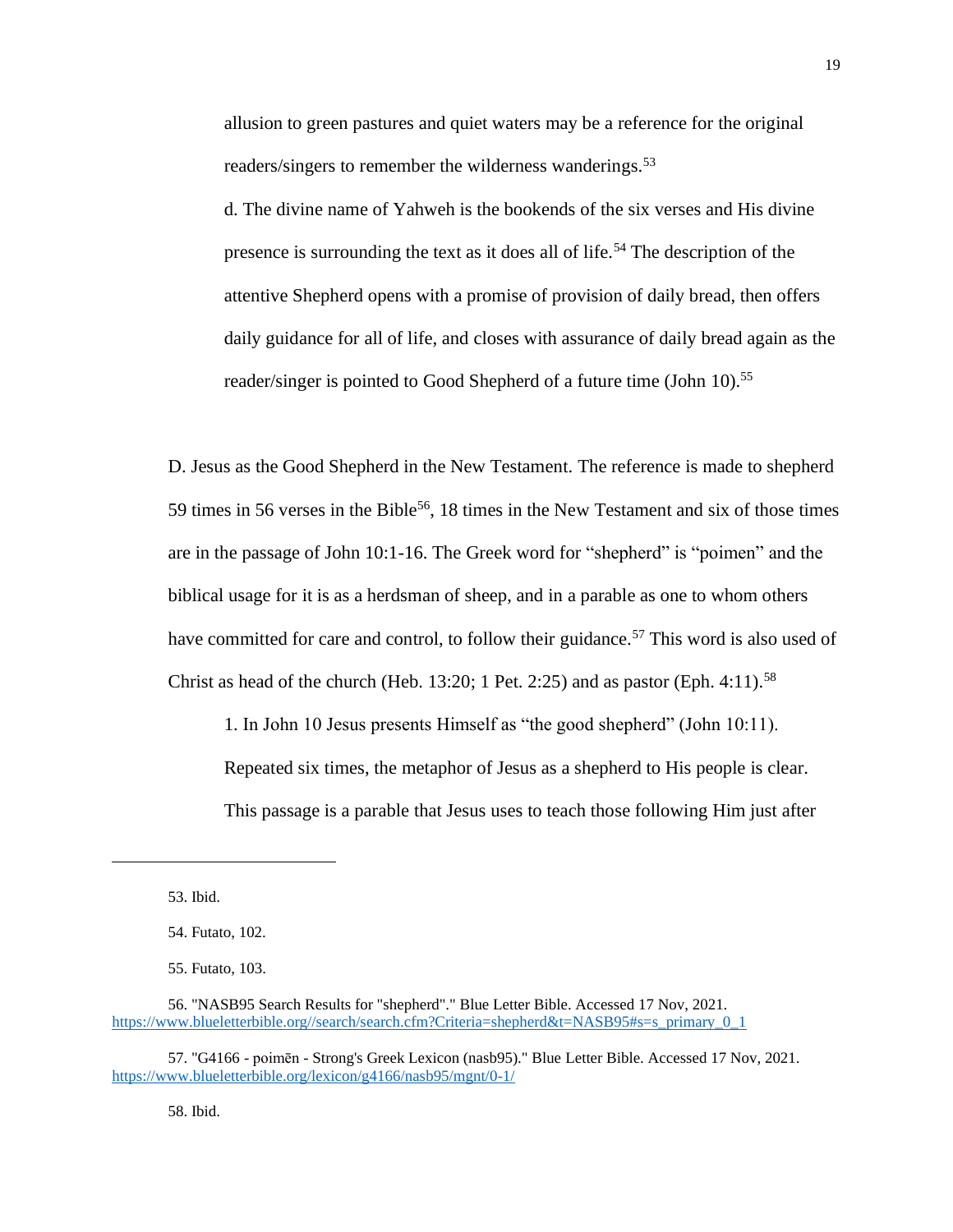allusion to green pastures and quiet waters may be a reference for the original readers/singers to remember the wilderness wanderings.[53]

d. The divine name of Yahweh is the bookends of the six verses and His divine presence is surrounding the text as it does all of life.[54] The description of the attentive Shepherd opens with a promise of provision of daily bread, then offers daily guidance for all of life, and closes with assurance of daily bread again as the reader/singer is pointed to Good Shepherd of a future time (John 10).[55]

D. Jesus as the Good Shepherd in the New Testament. The reference is made to shepherd 59 times in 56 verses in the Bible[56], 18 times in the New Testament and six of those times are in the passage of John 10:1-16. The Greek word for "shepherd" is "poimen" and the biblical usage for it is as a herdsman of sheep, and in a parable as one to whom others have committed for care and control, to follow their guidance.[57] This word is also used of Christ as head of the church (Heb. 13:20; 1 Pet. 2:25) and as pastor (Eph. 4:11).[58]

1. In John 10 Jesus presents Himself as "the good shepherd" (John 10:11). Repeated six times, the metaphor of Jesus as a shepherd to His people is clear. This passage is a parable that Jesus uses to teach those following Him just after

---

53. Ibid.

54. Futato, 102.

55. Futato, 103.

56. "NASB95 Search Results for "shepherd"." Blue Letter Bible. Accessed 17 Nov, 2021. https://www.blueletterbible.org//search/search.cfm?Criteria=shepherd&t=NASB95#s=s_primary_0_1

57. "G4166 - poimēn - Strong's Greek Lexicon (nasb95)." Blue Letter Bible. Accessed 17 Nov, 2021. https://www.blueletterbible.org/lexicon/g4166/nasb95/mgnt/0-1/

58. Ibid.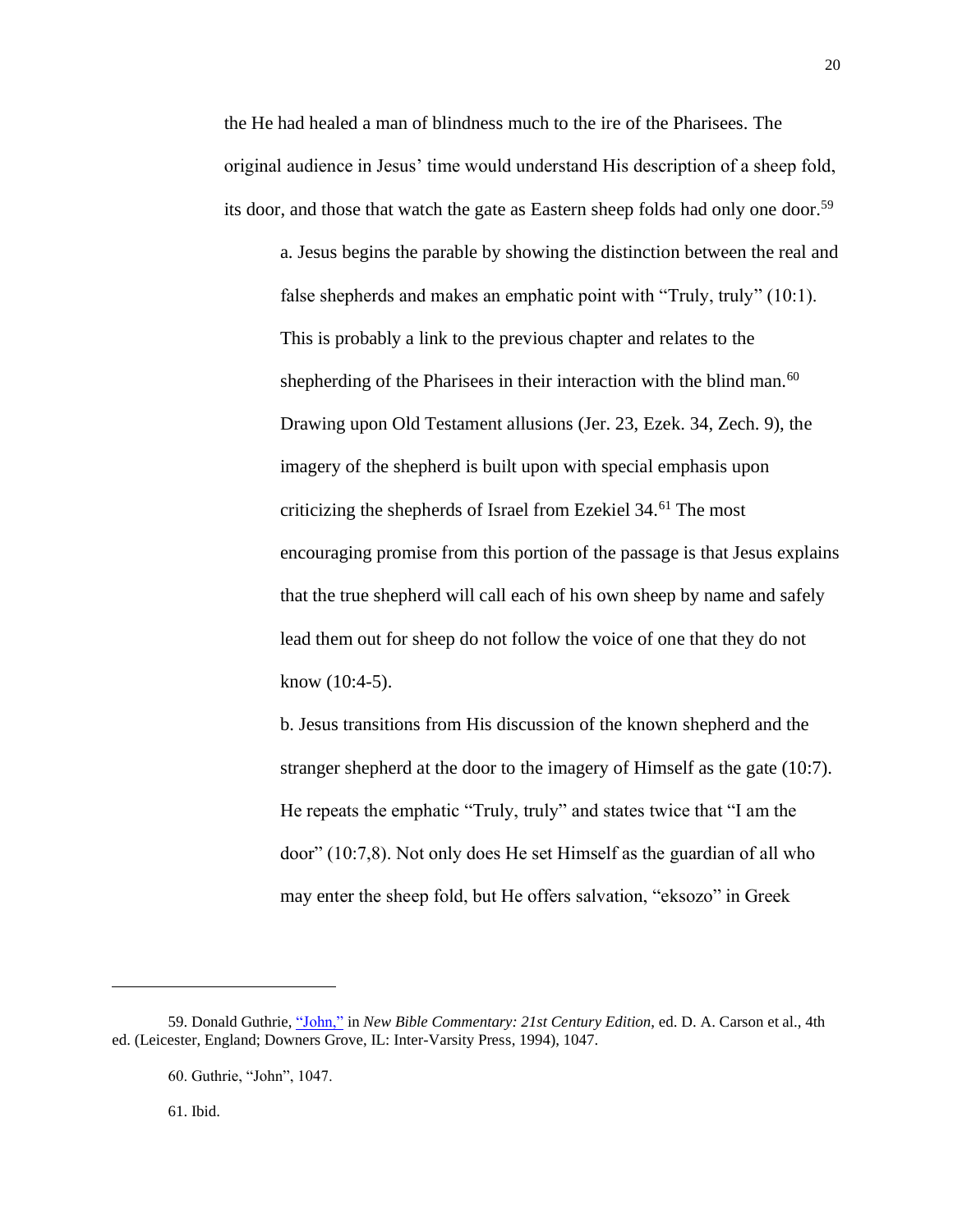the He had healed a man of blindness much to the ire of the Pharisees. The original audience in Jesus' time would understand His description of a sheep fold, its door, and those that watch the gate as Eastern sheep folds had only one door.[59]

a. Jesus begins the parable by showing the distinction between the real and false shepherds and makes an emphatic point with "Truly, truly" (10:1). This is probably a link to the previous chapter and relates to the shepherding of the Pharisees in their interaction with the blind man.[60] Drawing upon Old Testament allusions (Jer. 23, Ezek. 34, Zech. 9), the imagery of the shepherd is built upon with special emphasis upon criticizing the shepherds of Israel from Ezekiel 34.[61] The most encouraging promise from this portion of the passage is that Jesus explains that the true shepherd will call each of his own sheep by name and safely lead them out for sheep do not follow the voice of one that they do not know (10:4-5).

b. Jesus transitions from His discussion of the known shepherd and the stranger shepherd at the door to the imagery of Himself as the gate (10:7). He repeats the emphatic "Truly, truly" and states twice that "I am the door" (10:7,8). Not only does He set Himself as the guardian of all who may enter the sheep fold, but He offers salvation, "eksozo" in Greek

---

59. Donald Guthrie, "John," in *New Bible Commentary: 21st Century Edition*, ed. D. A. Carson et al., 4th ed. (Leicester, England; Downers Grove, IL: Inter-Varsity Press, 1994), 1047.

60. Guthrie, "John", 1047.

61. Ibid.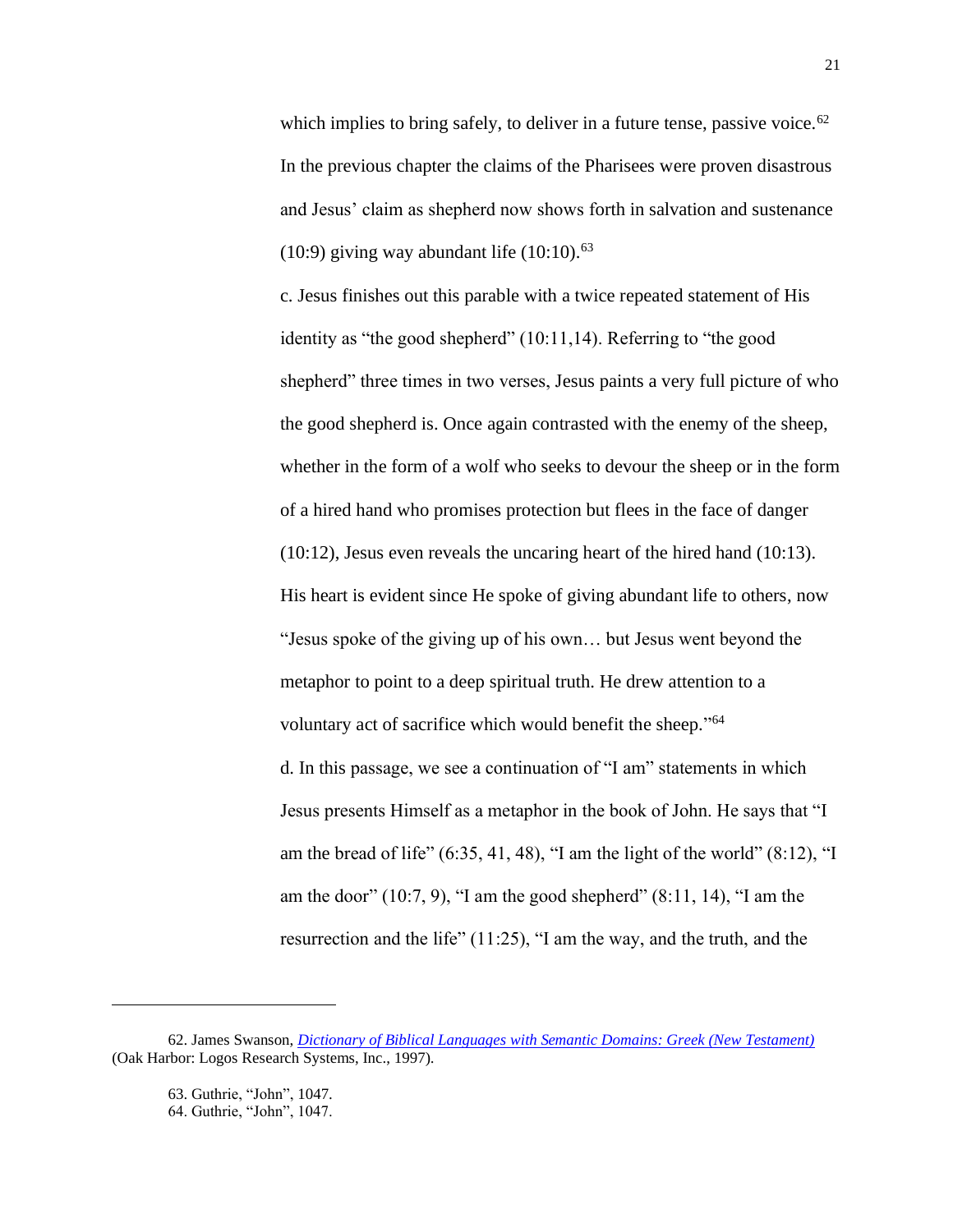which implies to bring safely, to deliver in a future tense, passive voice.[62] In the previous chapter the claims of the Pharisees were proven disastrous and Jesus' claim as shepherd now shows forth in salvation and sustenance (10:9) giving way abundant life (10:10).[63]

c. Jesus finishes out this parable with a twice repeated statement of His identity as "the good shepherd" (10:11,14). Referring to "the good shepherd" three times in two verses, Jesus paints a very full picture of who the good shepherd is. Once again contrasted with the enemy of the sheep, whether in the form of a wolf who seeks to devour the sheep or in the form of a hired hand who promises protection but flees in the face of danger (10:12), Jesus even reveals the uncaring heart of the hired hand (10:13). His heart is evident since He spoke of giving abundant life to others, now "Jesus spoke of the giving up of his own… but Jesus went beyond the metaphor to point to a deep spiritual truth. He drew attention to a voluntary act of sacrifice which would benefit the sheep."[64]

d. In this passage, we see a continuation of "I am" statements in which Jesus presents Himself as a metaphor in the book of John. He says that "I am the bread of life" (6:35, 41, 48), "I am the light of the world" (8:12), "I am the door" (10:7, 9), "I am the good shepherd" (8:11, 14), "I am the resurrection and the life" (11:25), "I am the way, and the truth, and the

---

62. James Swanson, *Dictionary of Biblical Languages with Semantic Domains: Greek (New Testament)* (Oak Harbor: Logos Research Systems, Inc., 1997).

63. Guthrie, "John", 1047.

64. Guthrie, "John", 1047.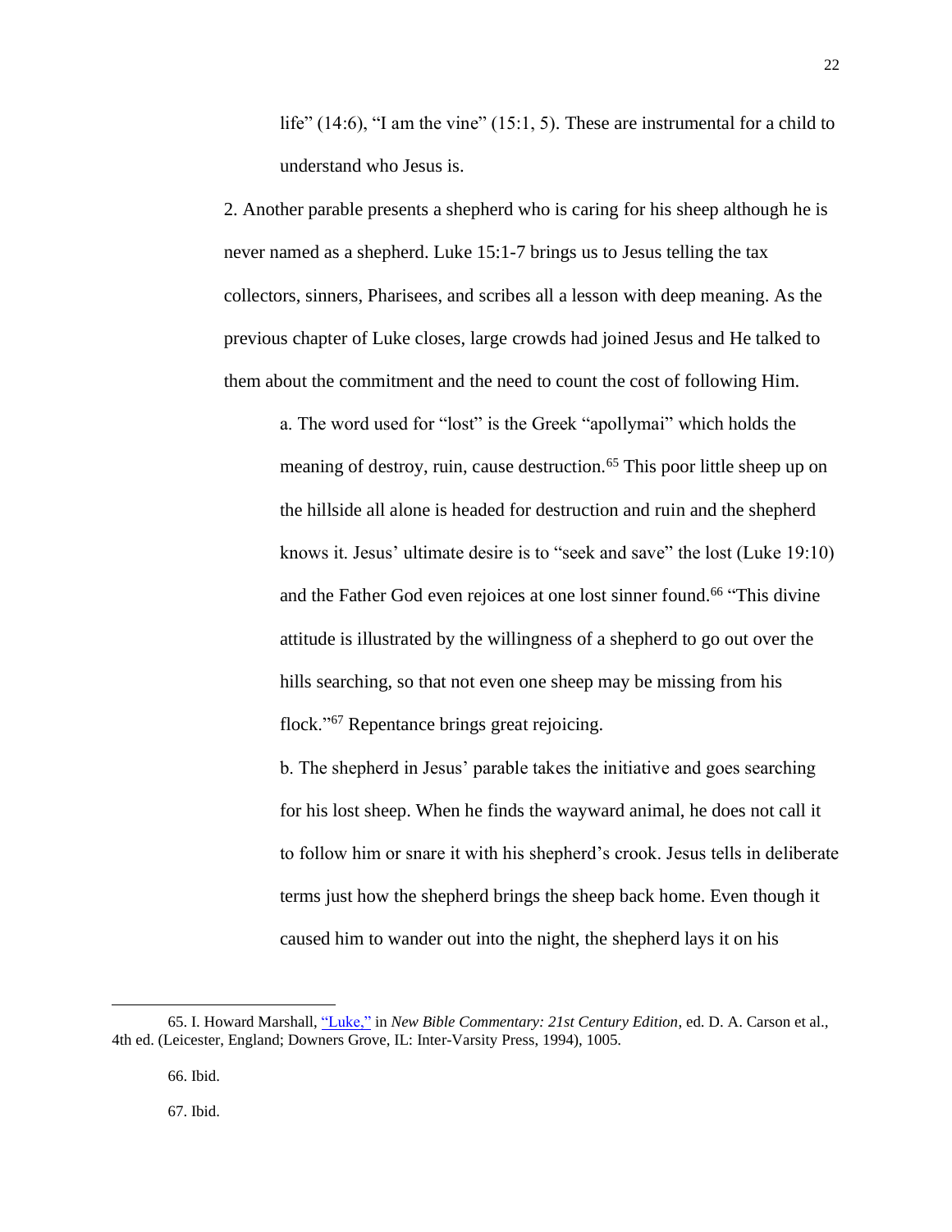life" (14:6), "I am the vine" (15:1, 5). These are instrumental for a child to understand who Jesus is.

2. Another parable presents a shepherd who is caring for his sheep although he is never named as a shepherd. Luke 15:1-7 brings us to Jesus telling the tax collectors, sinners, Pharisees, and scribes all a lesson with deep meaning. As the previous chapter of Luke closes, large crowds had joined Jesus and He talked to them about the commitment and the need to count the cost of following Him.

a. The word used for "lost" is the Greek "apollymai" which holds the meaning of destroy, ruin, cause destruction.[65] This poor little sheep up on the hillside all alone is headed for destruction and ruin and the shepherd knows it. Jesus' ultimate desire is to "seek and save" the lost (Luke 19:10) and the Father God even rejoices at one lost sinner found.[66] "This divine attitude is illustrated by the willingness of a shepherd to go out over the hills searching, so that not even one sheep may be missing from his flock."[67] Repentance brings great rejoicing.

b. The shepherd in Jesus' parable takes the initiative and goes searching for his lost sheep. When he finds the wayward animal, he does not call it to follow him or snare it with his shepherd's crook. Jesus tells in deliberate terms just how the shepherd brings the sheep back home. Even though it caused him to wander out into the night, the shepherd lays it on his

---

65. I. Howard Marshall, "Luke," in *New Bible Commentary: 21st Century Edition*, ed. D. A. Carson et al., 4th ed. (Leicester, England; Downers Grove, IL: Inter-Varsity Press, 1994), 1005.

66. Ibid.

67. Ibid.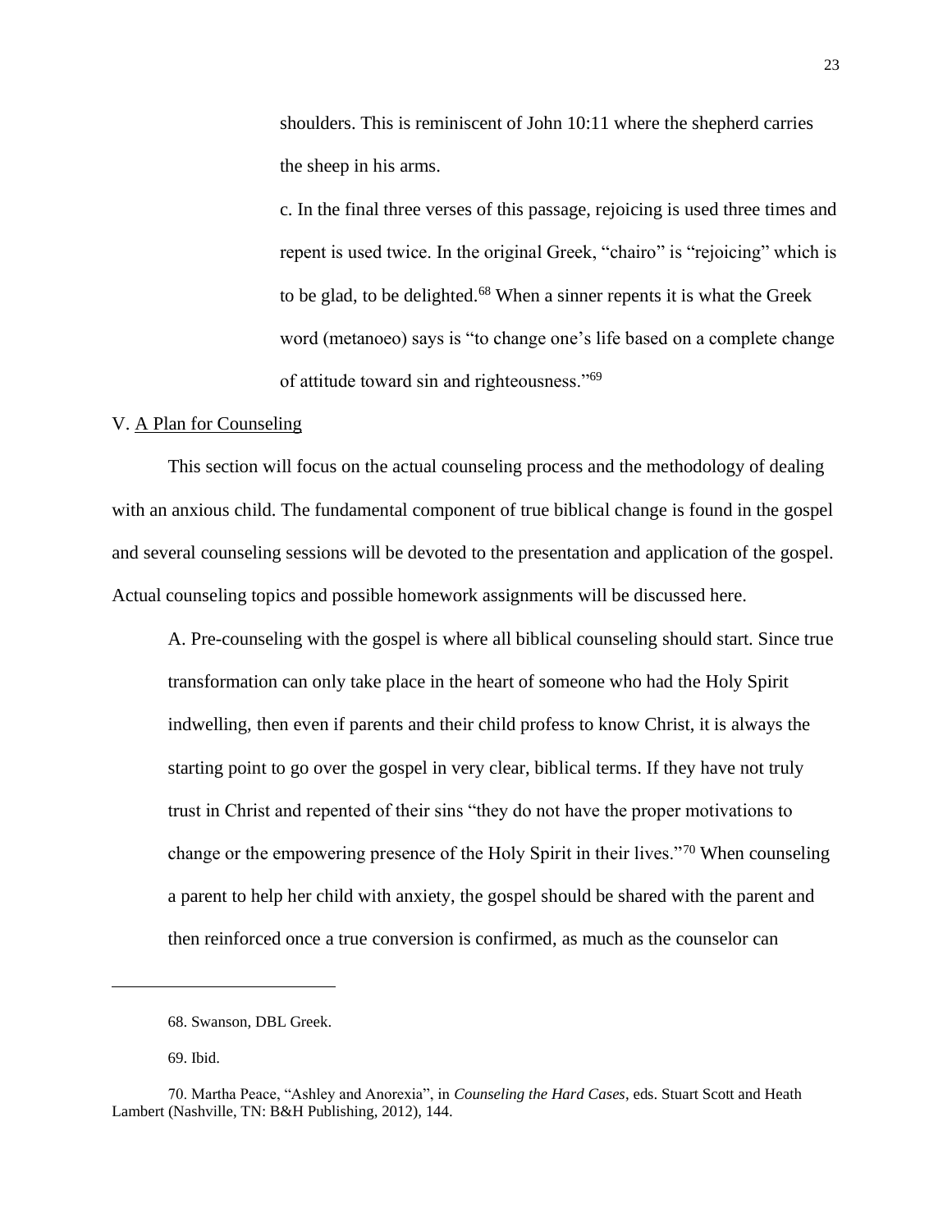shoulders. This is reminiscent of John 10:11 where the shepherd carries the sheep in his arms.

c. In the final three verses of this passage, rejoicing is used three times and repent is used twice. In the original Greek, "chairo" is "rejoicing" which is to be glad, to be delighted.[68] When a sinner repents it is what the Greek word (metanoeo) says is "to change one's life based on a complete change of attitude toward sin and righteousness."[69]

V. <u>A Plan for Counseling</u>

This section will focus on the actual counseling process and the methodology of dealing with an anxious child. The fundamental component of true biblical change is found in the gospel and several counseling sessions will be devoted to the presentation and application of the gospel. Actual counseling topics and possible homework assignments will be discussed here.

A. Pre-counseling with the gospel is where all biblical counseling should start. Since true transformation can only take place in the heart of someone who had the Holy Spirit indwelling, then even if parents and their child profess to know Christ, it is always the starting point to go over the gospel in very clear, biblical terms. If they have not truly trust in Christ and repented of their sins "they do not have the proper motivations to change or the empowering presence of the Holy Spirit in their lives."[70] When counseling a parent to help her child with anxiety, the gospel should be shared with the parent and then reinforced once a true conversion is confirmed, as much as the counselor can

---

68. Swanson, DBL Greek.

69. Ibid.

70. Martha Peace, "Ashley and Anorexia", in *Counseling the Hard Cases*, eds. Stuart Scott and Heath Lambert (Nashville, TN: B&H Publishing, 2012), 144.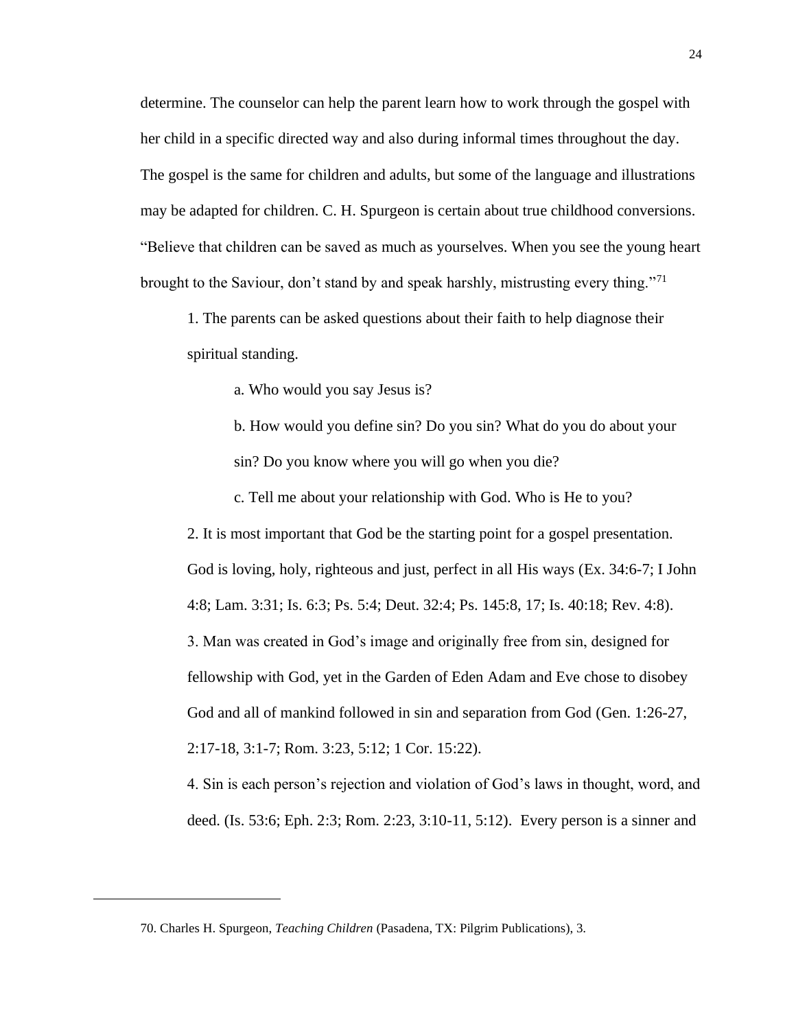determine. The counselor can help the parent learn how to work through the gospel with her child in a specific directed way and also during informal times throughout the day. The gospel is the same for children and adults, but some of the language and illustrations may be adapted for children. C. H. Spurgeon is certain about true childhood conversions. "Believe that children can be saved as much as yourselves. When you see the young heart brought to the Saviour, don't stand by and speak harshly, mistrusting every thing."[71]

1. The parents can be asked questions about their faith to help diagnose their spiritual standing.

    a. Who would you say Jesus is?

    b. How would you define sin? Do you sin? What do you do about your sin? Do you know where you will go when you die?

    c. Tell me about your relationship with God. Who is He to you?

2. It is most important that God be the starting point for a gospel presentation. God is loving, holy, righteous and just, perfect in all His ways (Ex. 34:6-7; I John 4:8; Lam. 3:31; Is. 6:3; Ps. 5:4; Deut. 32:4; Ps. 145:8, 17; Is. 40:18; Rev. 4:8).

3. Man was created in God's image and originally free from sin, designed for fellowship with God, yet in the Garden of Eden Adam and Eve chose to disobey God and all of mankind followed in sin and separation from God (Gen. 1:26-27, 2:17-18, 3:1-7; Rom. 3:23, 5:12; 1 Cor. 15:22).

4. Sin is each person's rejection and violation of God's laws in thought, word, and deed. (Is. 53:6; Eph. 2:3; Rom. 2:23, 3:10-11, 5:12). Every person is a sinner and

---

70. Charles H. Spurgeon, *Teaching Children* (Pasadena, TX: Pilgrim Publications), 3.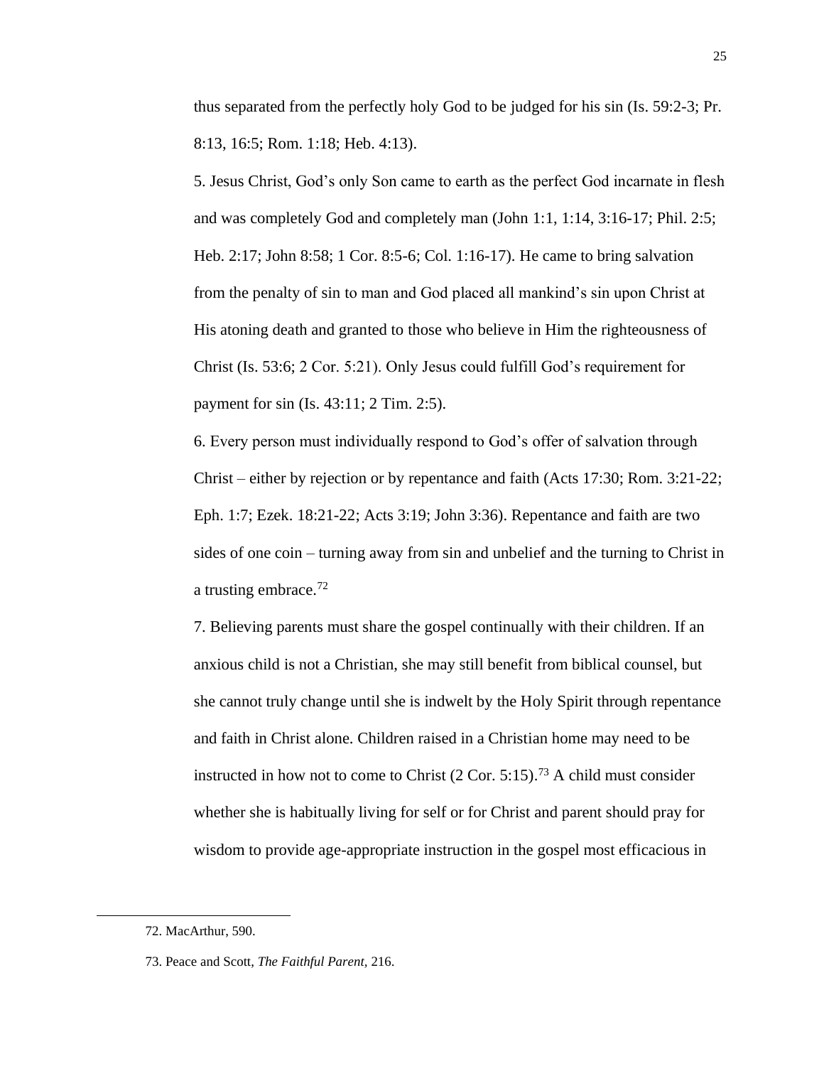thus separated from the perfectly holy God to be judged for his sin (Is. 59:2-3; Pr. 8:13, 16:5; Rom. 1:18; Heb. 4:13).

5. Jesus Christ, God's only Son came to earth as the perfect God incarnate in flesh and was completely God and completely man (John 1:1, 1:14, 3:16-17; Phil. 2:5; Heb. 2:17; John 8:58; 1 Cor. 8:5-6; Col. 1:16-17). He came to bring salvation from the penalty of sin to man and God placed all mankind's sin upon Christ at His atoning death and granted to those who believe in Him the righteousness of Christ (Is. 53:6; 2 Cor. 5:21). Only Jesus could fulfill God's requirement for payment for sin (Is. 43:11; 2 Tim. 2:5).

6. Every person must individually respond to God's offer of salvation through Christ – either by rejection or by repentance and faith (Acts 17:30; Rom. 3:21-22; Eph. 1:7; Ezek. 18:21-22; Acts 3:19; John 3:36). Repentance and faith are two sides of one coin – turning away from sin and unbelief and the turning to Christ in a trusting embrace.[72]

7. Believing parents must share the gospel continually with their children. If an anxious child is not a Christian, she may still benefit from biblical counsel, but she cannot truly change until she is indwelt by the Holy Spirit through repentance and faith in Christ alone. Children raised in a Christian home may need to be instructed in how not to come to Christ (2 Cor. 5:15).[73] A child must consider whether she is habitually living for self or for Christ and parent should pray for wisdom to provide age-appropriate instruction in the gospel most efficacious in

---

72. MacArthur, 590.

73. Peace and Scott, *The Faithful Parent*, 216.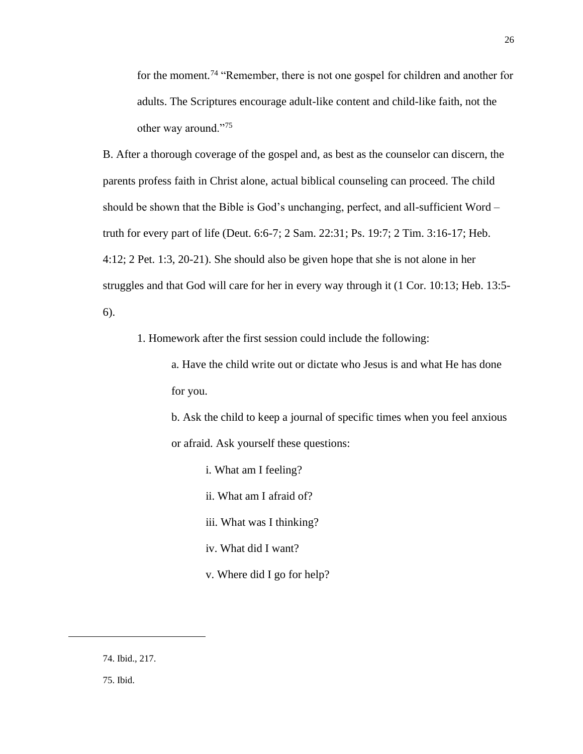for the moment.[74] "Remember, there is not one gospel for children and another for adults. The Scriptures encourage adult-like content and child-like faith, not the other way around."[75]

B. After a thorough coverage of the gospel and, as best as the counselor can discern, the parents profess faith in Christ alone, actual biblical counseling can proceed. The child should be shown that the Bible is God's unchanging, perfect, and all-sufficient Word – truth for every part of life (Deut. 6:6-7; 2 Sam. 22:31; Ps. 19:7; 2 Tim. 3:16-17; Heb. 4:12; 2 Pet. 1:3, 20-21). She should also be given hope that she is not alone in her struggles and that God will care for her in every way through it (1 Cor. 10:13; Heb. 13:5-6).

1. Homework after the first session could include the following:

    a. Have the child write out or dictate who Jesus is and what He has done for you.

    b. Ask the child to keep a journal of specific times when you feel anxious or afraid. Ask yourself these questions:

        i. What am I feeling?

        ii. What am I afraid of?

        iii. What was I thinking?

        iv. What did I want?

        v. Where did I go for help?

---

74. Ibid., 217.

75. Ibid.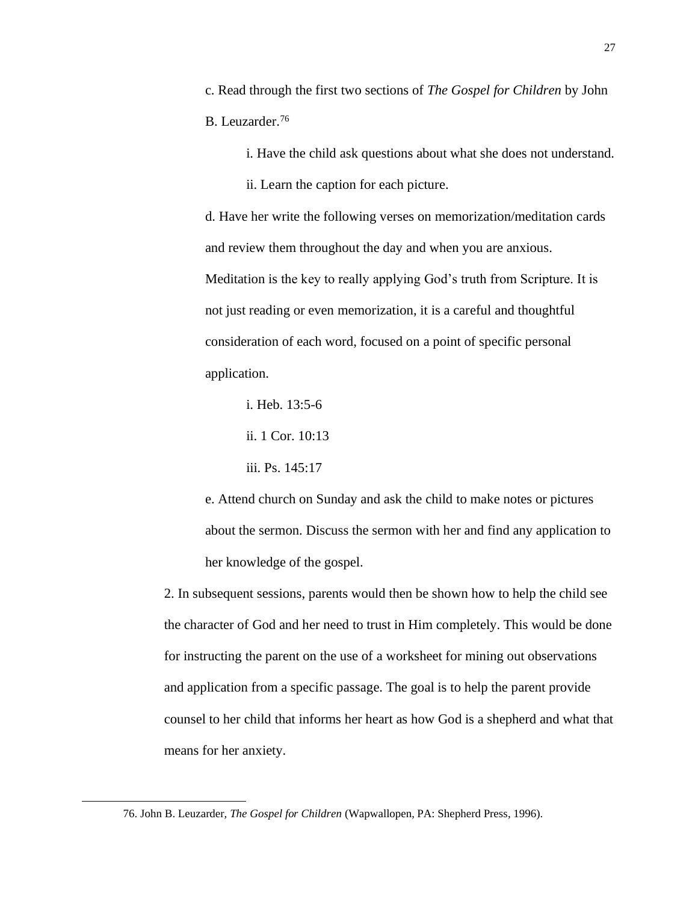c. Read through the first two sections of *The Gospel for Children* by John B. Leuzarder.[76]

i. Have the child ask questions about what she does not understand.

ii. Learn the caption for each picture.

d. Have her write the following verses on memorization/meditation cards and review them throughout the day and when you are anxious. Meditation is the key to really applying God's truth from Scripture. It is not just reading or even memorization, it is a careful and thoughtful consideration of each word, focused on a point of specific personal application.

i. Heb. 13:5-6

ii. 1 Cor. 10:13

iii. Ps. 145:17

e. Attend church on Sunday and ask the child to make notes or pictures about the sermon. Discuss the sermon with her and find any application to her knowledge of the gospel.

2. In subsequent sessions, parents would then be shown how to help the child see the character of God and her need to trust in Him completely. This would be done for instructing the parent on the use of a worksheet for mining out observations and application from a specific passage. The goal is to help the parent provide counsel to her child that informs her heart as how God is a shepherd and what that means for her anxiety.

---

76. John B. Leuzarder, *The Gospel for Children* (Wapwallopen, PA: Shepherd Press, 1996).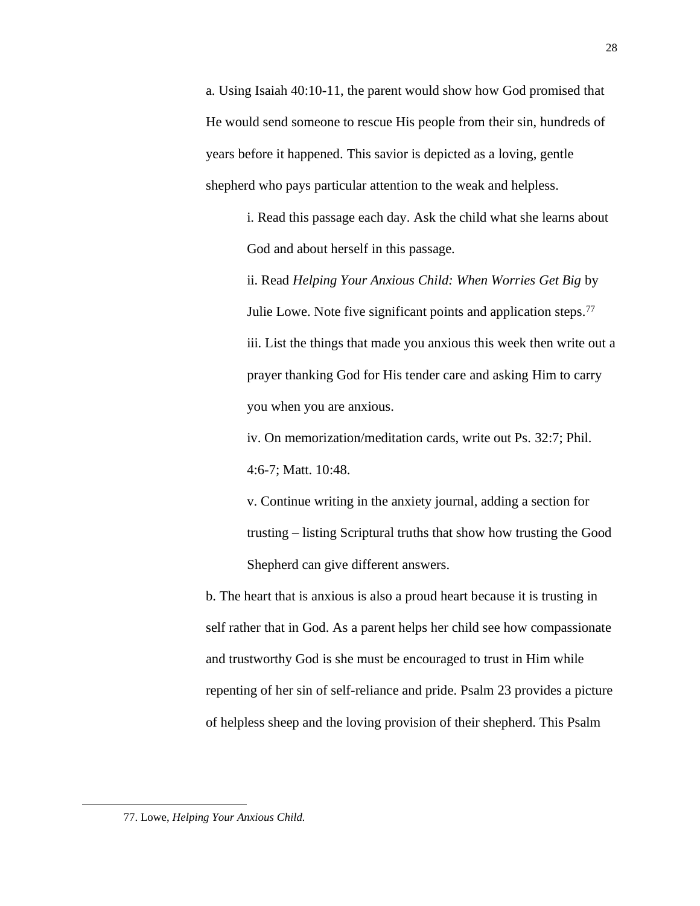a. Using Isaiah 40:10-11, the parent would show how God promised that He would send someone to rescue His people from their sin, hundreds of years before it happened. This savior is depicted as a loving, gentle shepherd who pays particular attention to the weak and helpless.

i. Read this passage each day. Ask the child what she learns about God and about herself in this passage.

ii. Read *Helping Your Anxious Child: When Worries Get Big* by Julie Lowe. Note five significant points and application steps.[77]

iii. List the things that made you anxious this week then write out a prayer thanking God for His tender care and asking Him to carry you when you are anxious.

iv. On memorization/meditation cards, write out Ps. 32:7; Phil. 4:6-7; Matt. 10:48.

v. Continue writing in the anxiety journal, adding a section for trusting – listing Scriptural truths that show how trusting the Good Shepherd can give different answers.

b. The heart that is anxious is also a proud heart because it is trusting in self rather that in God. As a parent helps her child see how compassionate and trustworthy God is she must be encouraged to trust in Him while repenting of her sin of self-reliance and pride. Psalm 23 provides a picture of helpless sheep and the loving provision of their shepherd. This Psalm

---

77. Lowe, *Helping Your Anxious Child.*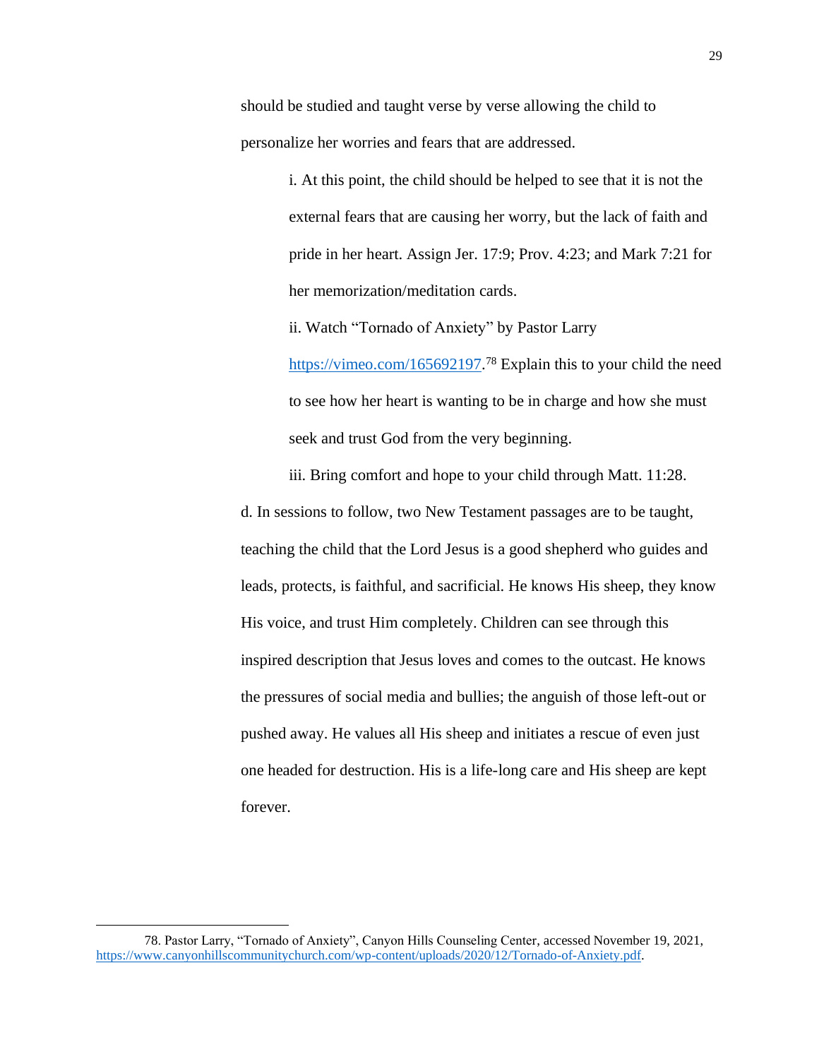should be studied and taught verse by verse allowing the child to personalize her worries and fears that are addressed.

i. At this point, the child should be helped to see that it is not the external fears that are causing her worry, but the lack of faith and pride in her heart. Assign Jer. 17:9; Prov. 4:23; and Mark 7:21 for her memorization/meditation cards.

ii. Watch "Tornado of Anxiety" by Pastor Larry https://vimeo.com/165692197.[78] Explain this to your child the need to see how her heart is wanting to be in charge and how she must seek and trust God from the very beginning.

iii. Bring comfort and hope to your child through Matt. 11:28.

d. In sessions to follow, two New Testament passages are to be taught, teaching the child that the Lord Jesus is a good shepherd who guides and leads, protects, is faithful, and sacrificial. He knows His sheep, they know His voice, and trust Him completely. Children can see through this inspired description that Jesus loves and comes to the outcast. He knows the pressures of social media and bullies; the anguish of those left-out or pushed away. He values all His sheep and initiates a rescue of even just one headed for destruction. His is a life-long care and His sheep are kept forever.

---

78. Pastor Larry, "Tornado of Anxiety", Canyon Hills Counseling Center, accessed November 19, 2021, https://www.canyonhillscommunitychurch.com/wp-content/uploads/2020/12/Tornado-of-Anxiety.pdf.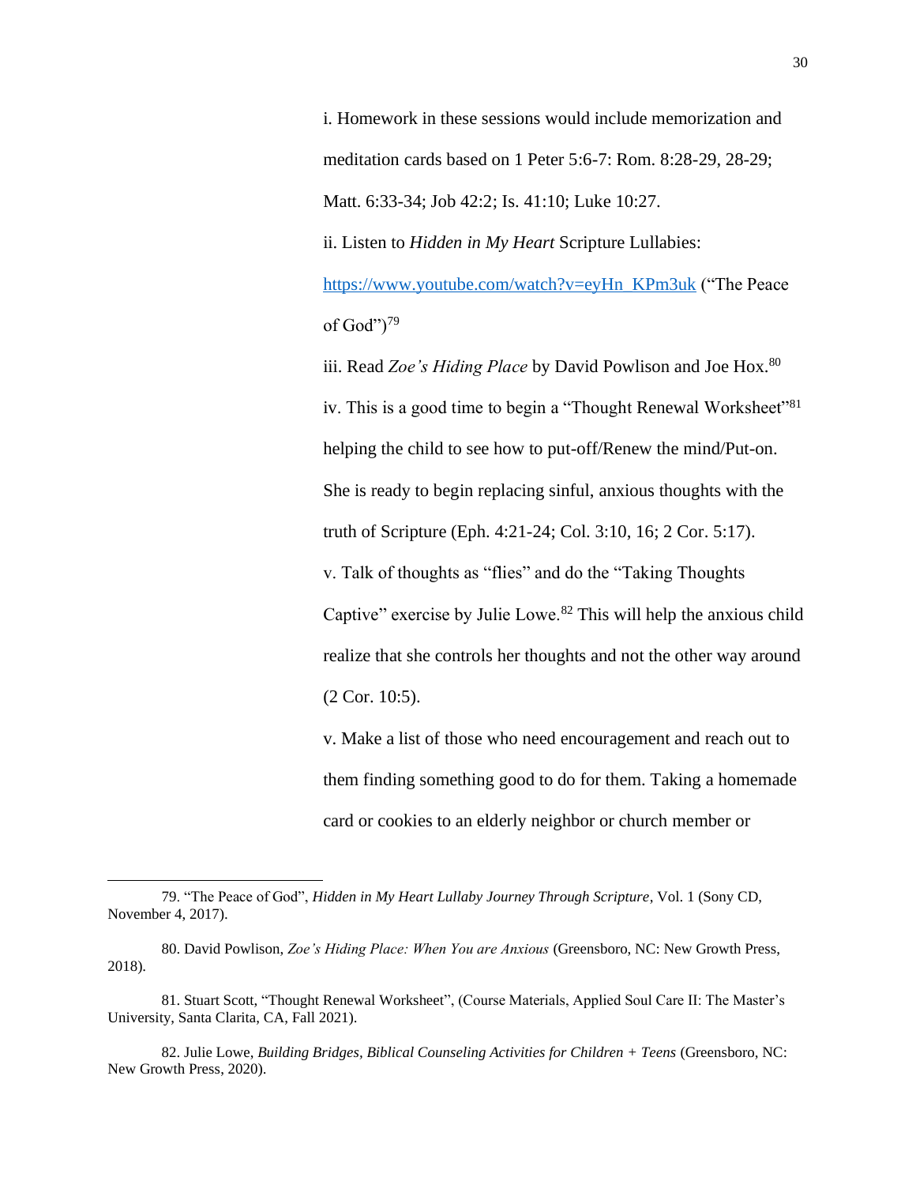i. Homework in these sessions would include memorization and meditation cards based on 1 Peter 5:6-7: Rom. 8:28-29, 28-29; Matt. 6:33-34; Job 42:2; Is. 41:10; Luke 10:27.

ii. Listen to *Hidden in My Heart* Scripture Lullabies: https://www.youtube.com/watch?v=eyHn_KPm3uk ("The Peace of God")[79]

iii. Read *Zoe's Hiding Place* by David Powlison and Joe Hox.[80]

iv. This is a good time to begin a "Thought Renewal Worksheet"[81] helping the child to see how to put-off/Renew the mind/Put-on. She is ready to begin replacing sinful, anxious thoughts with the truth of Scripture (Eph. 4:21-24; Col. 3:10, 16; 2 Cor. 5:17).

v. Talk of thoughts as "flies" and do the "Taking Thoughts Captive" exercise by Julie Lowe.[82] This will help the anxious child realize that she controls her thoughts and not the other way around (2 Cor. 10:5).

v. Make a list of those who need encouragement and reach out to them finding something good to do for them. Taking a homemade card or cookies to an elderly neighbor or church member or

---

79. "The Peace of God", *Hidden in My Heart Lullaby Journey Through Scripture*, Vol. 1 (Sony CD, November 4, 2017).

80. David Powlison, *Zoe's Hiding Place: When You are Anxious* (Greensboro, NC: New Growth Press, 2018).

81. Stuart Scott, "Thought Renewal Worksheet", (Course Materials, Applied Soul Care II: The Master's University, Santa Clarita, CA, Fall 2021).

82. Julie Lowe, *Building Bridges, Biblical Counseling Activities for Children + Teens* (Greensboro, NC: New Growth Press, 2020).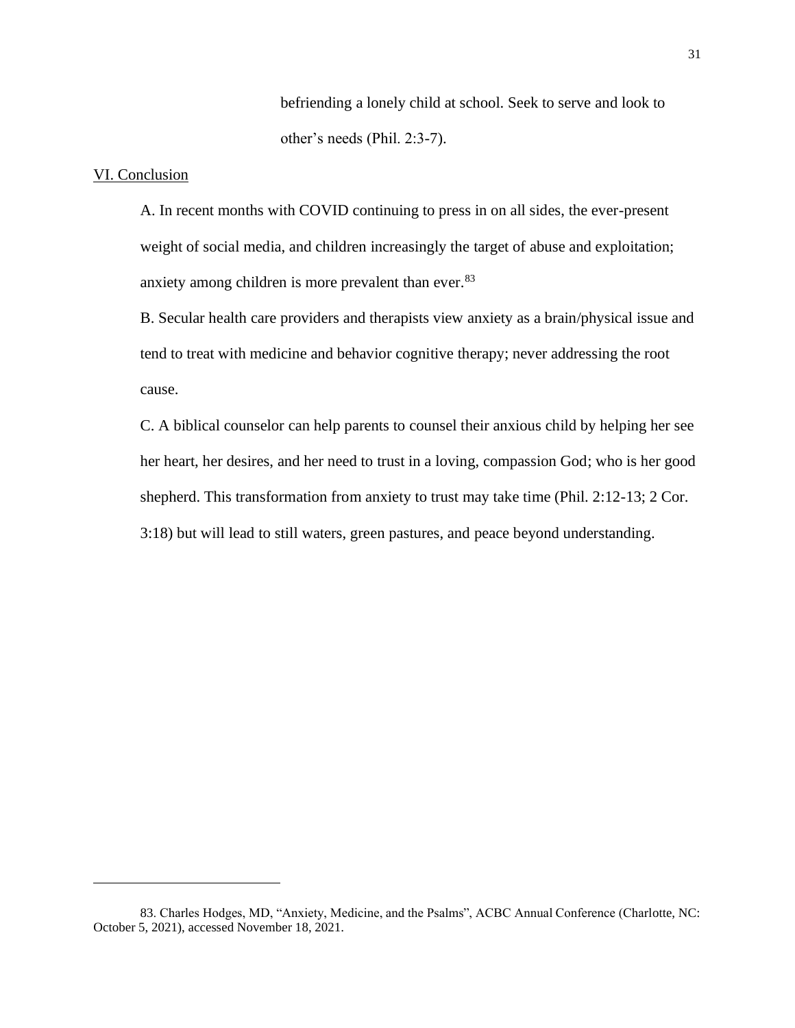befriending a lonely child at school. Seek to serve and look to other's needs (Phil. 2:3-7).

VI. Conclusion

A. In recent months with COVID continuing to press in on all sides, the ever-present weight of social media, and children increasingly the target of abuse and exploitation; anxiety among children is more prevalent than ever.[83]

B. Secular health care providers and therapists view anxiety as a brain/physical issue and tend to treat with medicine and behavior cognitive therapy; never addressing the root cause.

C. A biblical counselor can help parents to counsel their anxious child by helping her see her heart, her desires, and her need to trust in a loving, compassion God; who is her good shepherd. This transformation from anxiety to trust may take time (Phil. 2:12-13; 2 Cor. 3:18) but will lead to still waters, green pastures, and peace beyond understanding.

---

83. Charles Hodges, MD, "Anxiety, Medicine, and the Psalms", ACBC Annual Conference (Charlotte, NC: October 5, 2021), accessed November 18, 2021.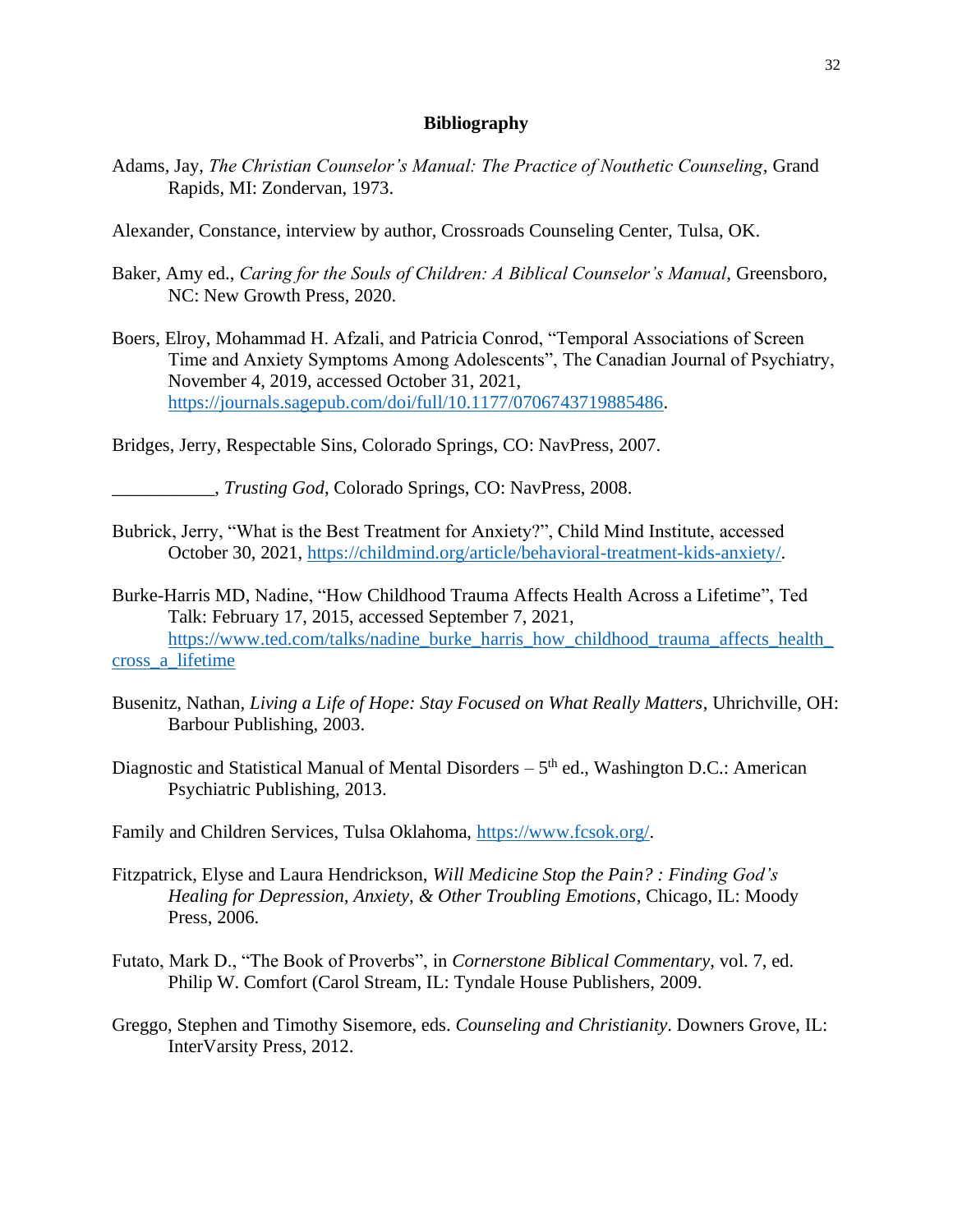**Bibliography**

Adams, Jay, *The Christian Counselor's Manual: The Practice of Nouthetic Counseling*, Grand Rapids, MI: Zondervan, 1973.

Alexander, Constance, interview by author, Crossroads Counseling Center, Tulsa, OK.

Baker, Amy ed., *Caring for the Souls of Children: A Biblical Counselor's Manual*, Greensboro, NC: New Growth Press, 2020.

Boers, Elroy, Mohammad H. Afzali, and Patricia Conrod, "Temporal Associations of Screen Time and Anxiety Symptoms Among Adolescents", The Canadian Journal of Psychiatry, November 4, 2019, accessed October 31, 2021, https://journals.sagepub.com/doi/full/10.1177/0706743719885486.

Bridges, Jerry, Respectable Sins, Colorado Springs, CO: NavPress, 2007.

___________, *Trusting God*, Colorado Springs, CO: NavPress, 2008.

Bubrick, Jerry, "What is the Best Treatment for Anxiety?", Child Mind Institute, accessed October 30, 2021, https://childmind.org/article/behavioral-treatment-kids-anxiety/.

Burke-Harris MD, Nadine, "How Childhood Trauma Affects Health Across a Lifetime", Ted Talk: February 17, 2015, accessed September 7, 2021, https://www.ted.com/talks/nadine_burke_harris_how_childhood_trauma_affects_health_cross_a_lifetime

Busenitz, Nathan, *Living a Life of Hope: Stay Focused on What Really Matters*, Uhrichville, OH: Barbour Publishing, 2003.

Diagnostic and Statistical Manual of Mental Disorders – 5th ed., Washington D.C.: American Psychiatric Publishing, 2013.

Family and Children Services, Tulsa Oklahoma, https://www.fcsok.org/.

Fitzpatrick, Elyse and Laura Hendrickson, *Will Medicine Stop the Pain? : Finding God's Healing for Depression, Anxiety, & Other Troubling Emotions*, Chicago, IL: Moody Press, 2006.

Futato, Mark D., "The Book of Proverbs", in *Cornerstone Biblical Commentary*, vol. 7, ed. Philip W. Comfort (Carol Stream, IL: Tyndale House Publishers, 2009.

Greggo, Stephen and Timothy Sisemore, eds. *Counseling and Christianity*. Downers Grove, IL: InterVarsity Press, 2012.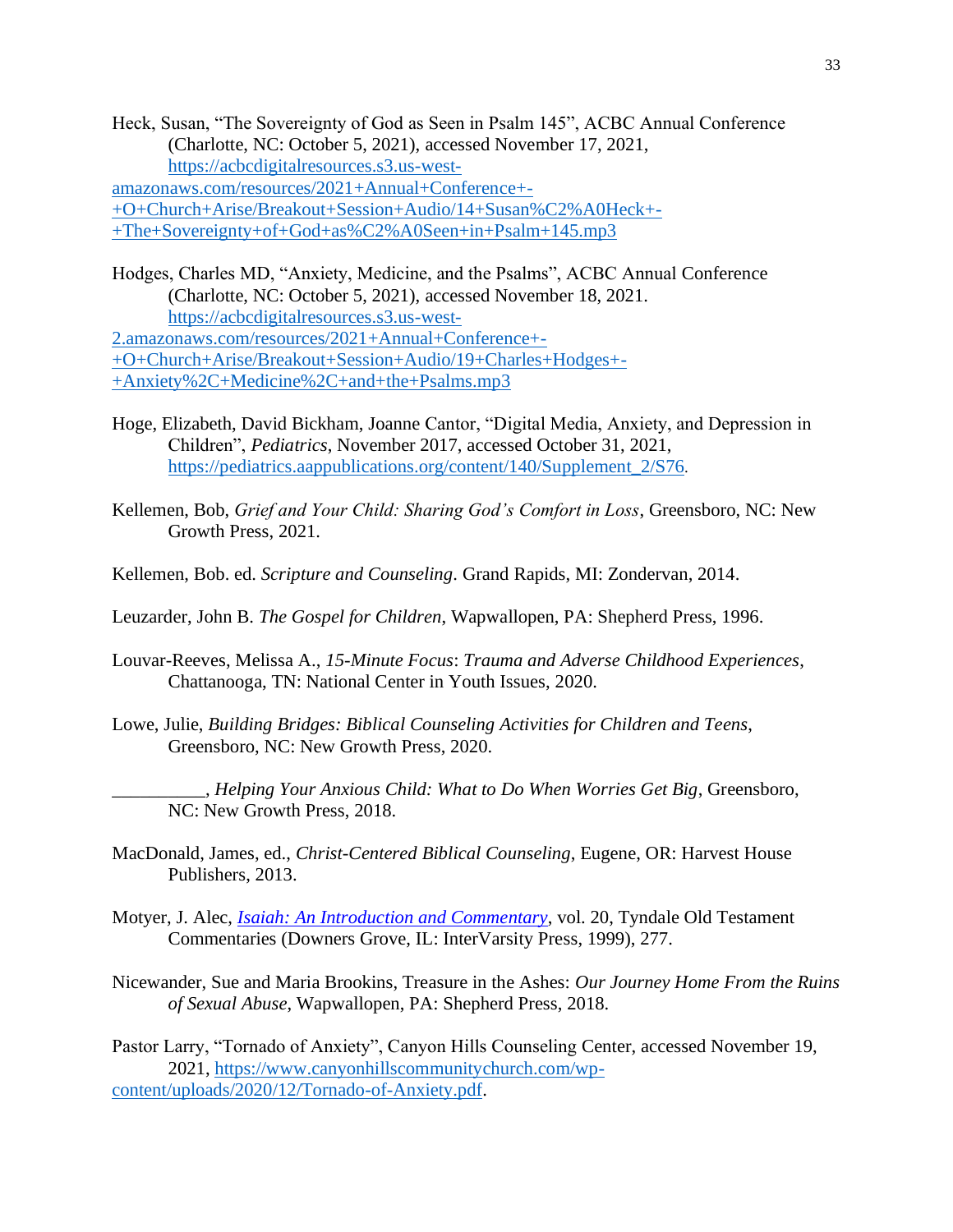Heck, Susan, "The Sovereignty of God as Seen in Psalm 145", ACBC Annual Conference (Charlotte, NC: October 5, 2021), accessed November 17, 2021, https://acbcdigitalresources.s3.us-west-amazonaws.com/resources/2021+Annual+Conference+-+O+Church+Arise/Breakout+Session+Audio/14+Susan%C2%A0Heck+-+The+Sovereignty+of+God+as%C2%A0Seen+in+Psalm+145.mp3

Hodges, Charles MD, "Anxiety, Medicine, and the Psalms", ACBC Annual Conference (Charlotte, NC: October 5, 2021), accessed November 18, 2021. https://acbcdigitalresources.s3.us-west-2.amazonaws.com/resources/2021+Annual+Conference+-+O+Church+Arise/Breakout+Session+Audio/19+Charles+Hodges+-+Anxiety%2C+Medicine%2C+and+the+Psalms.mp3

Hoge, Elizabeth, David Bickham, Joanne Cantor, "Digital Media, Anxiety, and Depression in Children", *Pediatrics*, November 2017, accessed October 31, 2021, https://pediatrics.aappublications.org/content/140/Supplement_2/S76.

Kellemen, Bob, *Grief and Your Child: Sharing God's Comfort in Loss*, Greensboro, NC: New Growth Press, 2021.

Kellemen, Bob. ed. *Scripture and Counseling*. Grand Rapids, MI: Zondervan, 2014.

Leuzarder, John B. *The Gospel for Children*, Wapwallopen, PA: Shepherd Press, 1996.

Louvar-Reeves, Melissa A., *15-Minute Focus*: *Trauma and Adverse Childhood Experiences*, Chattanooga, TN: National Center in Youth Issues, 2020.

Lowe, Julie, *Building Bridges: Biblical Counseling Activities for Children and Teens*, Greensboro, NC: New Growth Press, 2020.

__________, *Helping Your Anxious Child: What to Do When Worries Get Big*, Greensboro, NC: New Growth Press, 2018.

MacDonald, James, ed., *Christ-Centered Biblical Counseling*, Eugene, OR: Harvest House Publishers, 2013.

Motyer, J. Alec, *Isaiah: An Introduction and Commentary*, vol. 20, Tyndale Old Testament Commentaries (Downers Grove, IL: InterVarsity Press, 1999), 277.

Nicewander, Sue and Maria Brookins, Treasure in the Ashes: *Our Journey Home From the Ruins of Sexual Abuse*, Wapwallopen, PA: Shepherd Press, 2018.

Pastor Larry, "Tornado of Anxiety", Canyon Hills Counseling Center, accessed November 19, 2021, https://www.canyonhillscommunitychurch.com/wp-content/uploads/2020/12/Tornado-of-Anxiety.pdf.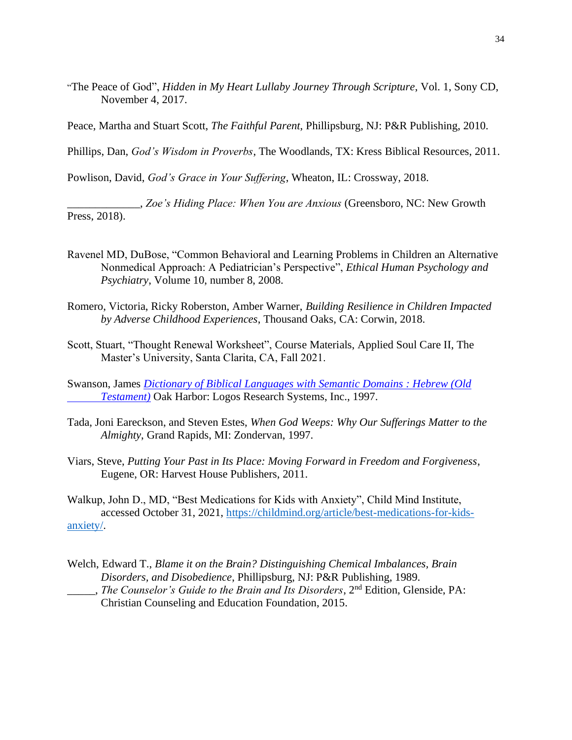"The Peace of God", *Hidden in My Heart Lullaby Journey Through Scripture*, Vol. 1, Sony CD, November 4, 2017.

Peace, Martha and Stuart Scott, *The Faithful Parent*, Phillipsburg, NJ: P&R Publishing, 2010.

Phillips, Dan, *God's Wisdom in Proverbs*, The Woodlands, TX: Kress Biblical Resources, 2011.

Powlison, David, *God's Grace in Your Suffering*, Wheaton, IL: Crossway, 2018.

____________, *Zoe's Hiding Place: When You are Anxious* (Greensboro, NC: New Growth Press, 2018).

Ravenel MD, DuBose, "Common Behavioral and Learning Problems in Children an Alternative Nonmedical Approach: A Pediatrician's Perspective", *Ethical Human Psychology and Psychiatry*, Volume 10, number 8, 2008.

Romero, Victoria, Ricky Roberston, Amber Warner, *Building Resilience in Children Impacted by Adverse Childhood Experiences*, Thousand Oaks, CA: Corwin, 2018.

Scott, Stuart, "Thought Renewal Worksheet", Course Materials, Applied Soul Care II, The Master's University, Santa Clarita, CA, Fall 2021.

Swanson, James *Dictionary of Biblical Languages with Semantic Domains : Hebrew (Old Testament)* Oak Harbor: Logos Research Systems, Inc., 1997.

Tada, Joni Eareckson, and Steven Estes, *When God Weeps: Why Our Sufferings Matter to the Almighty*, Grand Rapids, MI: Zondervan, 1997.

Viars, Steve, *Putting Your Past in Its Place: Moving Forward in Freedom and Forgiveness*, Eugene, OR: Harvest House Publishers, 2011.

Walkup, John D., MD, "Best Medications for Kids with Anxiety", Child Mind Institute, accessed October 31, 2021, https://childmind.org/article/best-medications-for-kids-anxiety/.

Welch, Edward T., *Blame it on the Brain? Distinguishing Chemical Imbalances, Brain Disorders, and Disobedience*, Phillipsburg, NJ: P&R Publishing, 1989.

_____, *The Counselor's Guide to the Brain and Its Disorders*, 2nd Edition, Glenside, PA: Christian Counseling and Education Foundation, 2015.